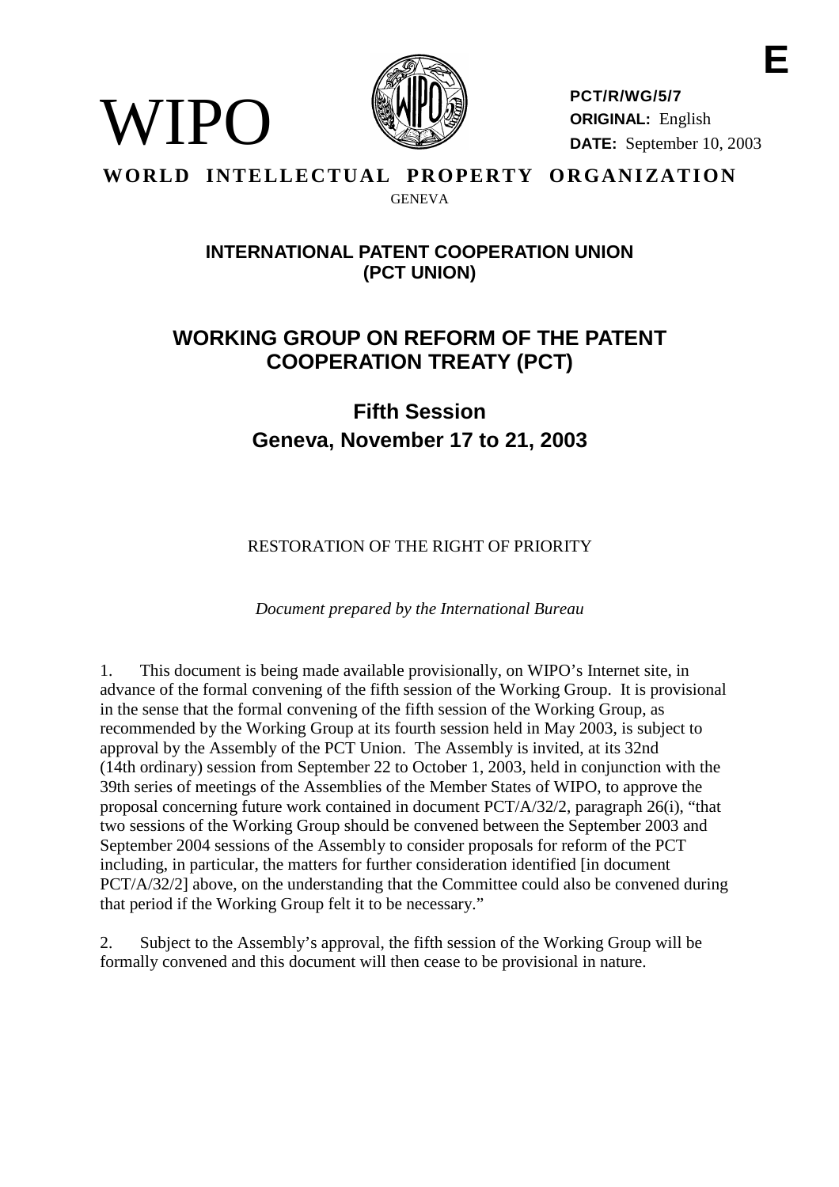**E**

WIPO

**PCT/R/WG/5/7**
**ORIGINAL:** English
**DATE:** September 10, 2003

**WORLD INTELLECTUAL PROPERTY ORGANIZATION**
GENEVA

## INTERNATIONAL PATENT COOPERATION UNION (PCT UNION)

# WORKING GROUP ON REFORM OF THE PATENT COOPERATION TREATY (PCT)

## Fifth Session
## Geneva, November 17 to 21, 2003

RESTORATION OF THE RIGHT OF PRIORITY

*Document prepared by the International Bureau*

1. This document is being made available provisionally, on WIPO's Internet site, in advance of the formal convening of the fifth session of the Working Group. It is provisional in the sense that the formal convening of the fifth session of the Working Group, as recommended by the Working Group at its fourth session held in May 2003, is subject to approval by the Assembly of the PCT Union. The Assembly is invited, at its 32nd (14th ordinary) session from September 22 to October 1, 2003, held in conjunction with the 39th series of meetings of the Assemblies of the Member States of WIPO, to approve the proposal concerning future work contained in document PCT/A/32/2, paragraph 26(i), "that two sessions of the Working Group should be convened between the September 2003 and September 2004 sessions of the Assembly to consider proposals for reform of the PCT including, in particular, the matters for further consideration identified [in document PCT/A/32/2] above, on the understanding that the Committee could also be convened during that period if the Working Group felt it to be necessary."

2. Subject to the Assembly's approval, the fifth session of the Working Group will be formally convened and this document will then cease to be provisional in nature.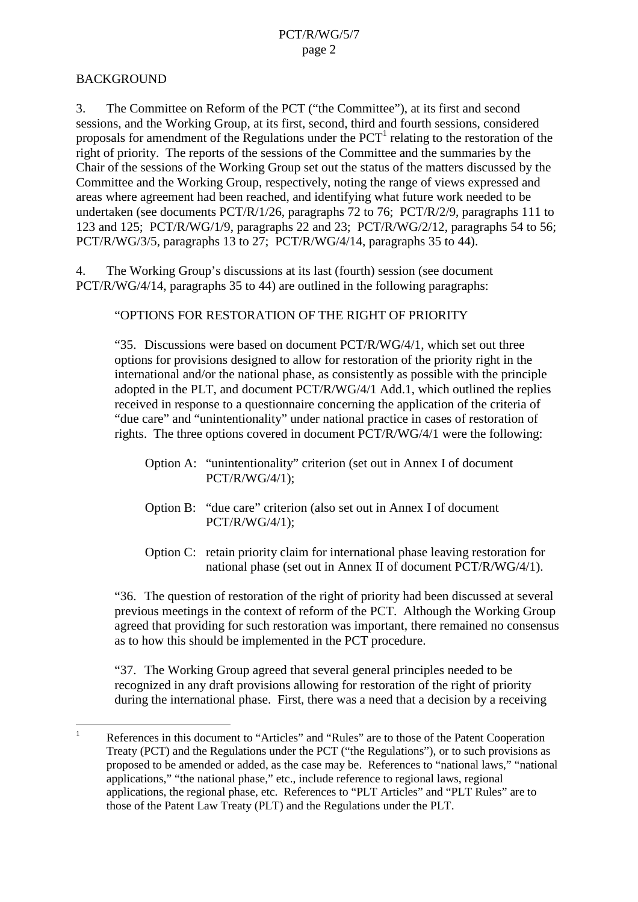## BACKGROUND

3. The Committee on Reform of the PCT ("the Committee"), at its first and second sessions, and the Working Group, at its first, second, third and fourth sessions, considered proposals for amendment of the Regulations under the PCT[1] relating to the restoration of the right of priority. The reports of the sessions of the Committee and the summaries by the Chair of the sessions of the Working Group set out the status of the matters discussed by the Committee and the Working Group, respectively, noting the range of views expressed and areas where agreement had been reached, and identifying what future work needed to be undertaken (see documents PCT/R/1/26, paragraphs 72 to 76; PCT/R/2/9, paragraphs 111 to 123 and 125; PCT/R/WG/1/9, paragraphs 22 and 23; PCT/R/WG/2/12, paragraphs 54 to 56; PCT/R/WG/3/5, paragraphs 13 to 27; PCT/R/WG/4/14, paragraphs 35 to 44).

4. The Working Group's discussions at its last (fourth) session (see document PCT/R/WG/4/14, paragraphs 35 to 44) are outlined in the following paragraphs:

> "OPTIONS FOR RESTORATION OF THE RIGHT OF PRIORITY
>
> "35. Discussions were based on document PCT/R/WG/4/1, which set out three options for provisions designed to allow for restoration of the priority right in the international and/or the national phase, as consistently as possible with the principle adopted in the PLT, and document PCT/R/WG/4/1 Add.1, which outlined the replies received in response to a questionnaire concerning the application of the criteria of "due care" and "unintentionality" under national practice in cases of restoration of rights. The three options covered in document PCT/R/WG/4/1 were the following:
>
> > Option A: "unintentionality" criterion (set out in Annex I of document PCT/R/WG/4/1);
> >
> > Option B: "due care" criterion (also set out in Annex I of document PCT/R/WG/4/1);
> >
> > Option C: retain priority claim for international phase leaving restoration for national phase (set out in Annex II of document PCT/R/WG/4/1).
>
> "36. The question of restoration of the right of priority had been discussed at several previous meetings in the context of reform of the PCT. Although the Working Group agreed that providing for such restoration was important, there remained no consensus as to how this should be implemented in the PCT procedure.
>
> "37. The Working Group agreed that several general principles needed to be recognized in any draft provisions allowing for restoration of the right of priority during the international phase. First, there was a need that a decision by a receiving

---

[1] References in this document to "Articles" and "Rules" are to those of the Patent Cooperation Treaty (PCT) and the Regulations under the PCT ("the Regulations"), or to such provisions as proposed to be amended or added, as the case may be. References to "national laws," "national applications," "the national phase," etc., include reference to regional laws, regional applications, the regional phase, etc. References to "PLT Articles" and "PLT Rules" are to those of the Patent Law Treaty (PLT) and the Regulations under the PLT.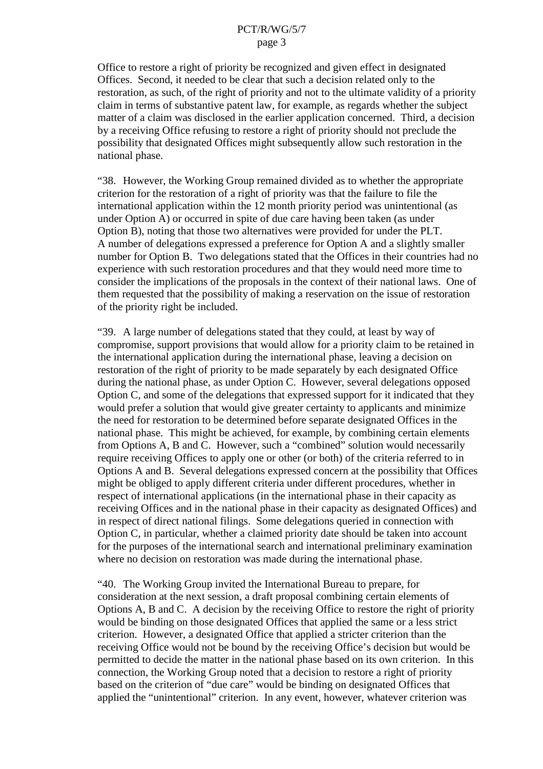Office to restore a right of priority be recognized and given effect in designated Offices. Second, it needed to be clear that such a decision related only to the restoration, as such, of the right of priority and not to the ultimate validity of a priority claim in terms of substantive patent law, for example, as regards whether the subject matter of a claim was disclosed in the earlier application concerned. Third, a decision by a receiving Office refusing to restore a right of priority should not preclude the possibility that designated Offices might subsequently allow such restoration in the national phase.

“38. However, the Working Group remained divided as to whether the appropriate criterion for the restoration of a right of priority was that the failure to file the international application within the 12 month priority period was unintentional (as under Option A) or occurred in spite of due care having been taken (as under Option B), noting that those two alternatives were provided for under the PLT. A number of delegations expressed a preference for Option A and a slightly smaller number for Option B. Two delegations stated that the Offices in their countries had no experience with such restoration procedures and that they would need more time to consider the implications of the proposals in the context of their national laws. One of them requested that the possibility of making a reservation on the issue of restoration of the priority right be included.

“39. A large number of delegations stated that they could, at least by way of compromise, support provisions that would allow for a priority claim to be retained in the international application during the international phase, leaving a decision on restoration of the right of priority to be made separately by each designated Office during the national phase, as under Option C. However, several delegations opposed Option C, and some of the delegations that expressed support for it indicated that they would prefer a solution that would give greater certainty to applicants and minimize the need for restoration to be determined before separate designated Offices in the national phase. This might be achieved, for example, by combining certain elements from Options A, B and C. However, such a “combined” solution would necessarily require receiving Offices to apply one or other (or both) of the criteria referred to in Options A and B. Several delegations expressed concern at the possibility that Offices might be obliged to apply different criteria under different procedures, whether in respect of international applications (in the international phase in their capacity as receiving Offices and in the national phase in their capacity as designated Offices) and in respect of direct national filings. Some delegations queried in connection with Option C, in particular, whether a claimed priority date should be taken into account for the purposes of the international search and international preliminary examination where no decision on restoration was made during the international phase.

“40. The Working Group invited the International Bureau to prepare, for consideration at the next session, a draft proposal combining certain elements of Options A, B and C. A decision by the receiving Office to restore the right of priority would be binding on those designated Offices that applied the same or a less strict criterion. However, a designated Office that applied a stricter criterion than the receiving Office would not be bound by the receiving Office’s decision but would be permitted to decide the matter in the national phase based on its own criterion. In this connection, the Working Group noted that a decision to restore a right of priority based on the criterion of “due care” would be binding on designated Offices that applied the “unintentional” criterion. In any event, however, whatever criterion was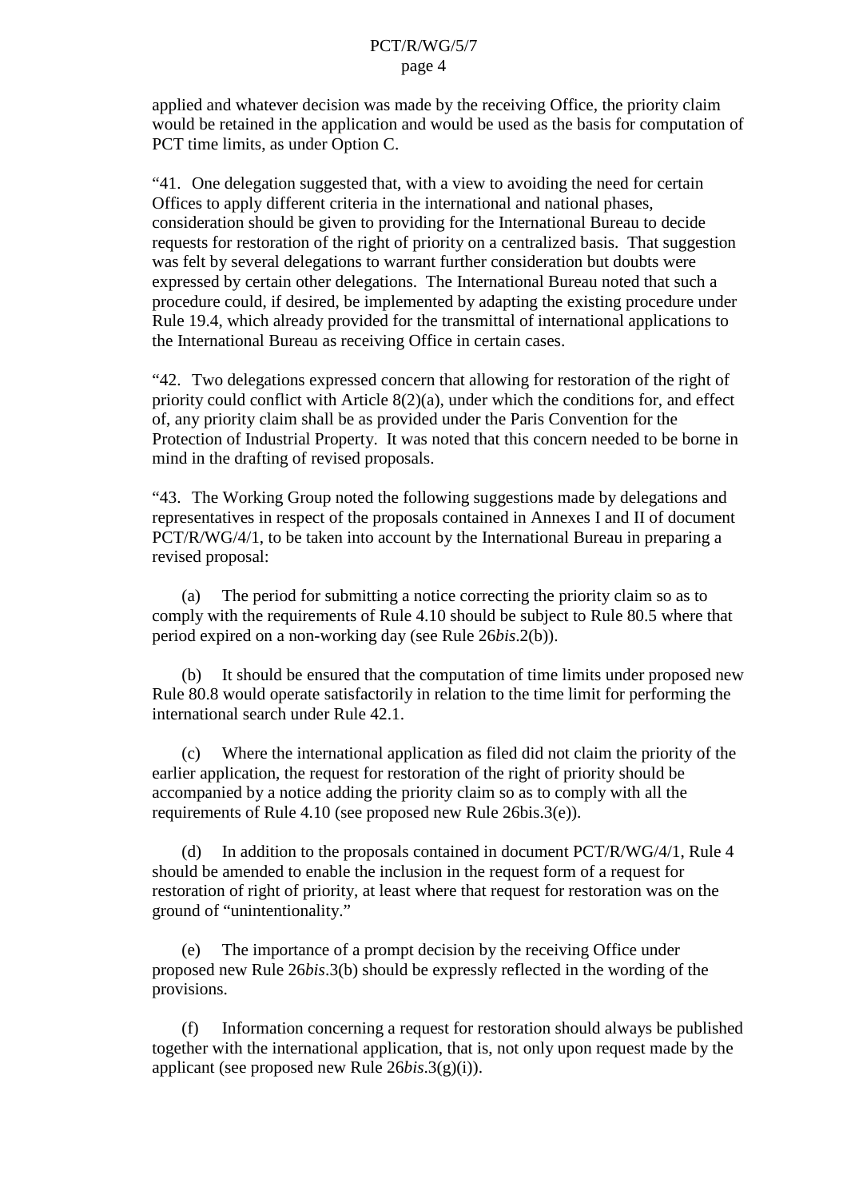applied and whatever decision was made by the receiving Office, the priority claim would be retained in the application and would be used as the basis for computation of PCT time limits, as under Option C.

"41. One delegation suggested that, with a view to avoiding the need for certain Offices to apply different criteria in the international and national phases, consideration should be given to providing for the International Bureau to decide requests for restoration of the right of priority on a centralized basis. That suggestion was felt by several delegations to warrant further consideration but doubts were expressed by certain other delegations. The International Bureau noted that such a procedure could, if desired, be implemented by adapting the existing procedure under Rule 19.4, which already provided for the transmittal of international applications to the International Bureau as receiving Office in certain cases.

"42. Two delegations expressed concern that allowing for restoration of the right of priority could conflict with Article 8(2)(a), under which the conditions for, and effect of, any priority claim shall be as provided under the Paris Convention for the Protection of Industrial Property. It was noted that this concern needed to be borne in mind in the drafting of revised proposals.

"43. The Working Group noted the following suggestions made by delegations and representatives in respect of the proposals contained in Annexes I and II of document PCT/R/WG/4/1, to be taken into account by the International Bureau in preparing a revised proposal:

(a) The period for submitting a notice correcting the priority claim so as to comply with the requirements of Rule 4.10 should be subject to Rule 80.5 where that period expired on a non-working day (see Rule 26*bis*.2(b)).

(b) It should be ensured that the computation of time limits under proposed new Rule 80.8 would operate satisfactorily in relation to the time limit for performing the international search under Rule 42.1.

(c) Where the international application as filed did not claim the priority of the earlier application, the request for restoration of the right of priority should be accompanied by a notice adding the priority claim so as to comply with all the requirements of Rule 4.10 (see proposed new Rule 26bis.3(e)).

(d) In addition to the proposals contained in document PCT/R/WG/4/1, Rule 4 should be amended to enable the inclusion in the request form of a request for restoration of right of priority, at least where that request for restoration was on the ground of "unintentionality."

(e) The importance of a prompt decision by the receiving Office under proposed new Rule 26*bis*.3(b) should be expressly reflected in the wording of the provisions.

(f) Information concerning a request for restoration should always be published together with the international application, that is, not only upon request made by the applicant (see proposed new Rule 26*bis*.3(g)(i)).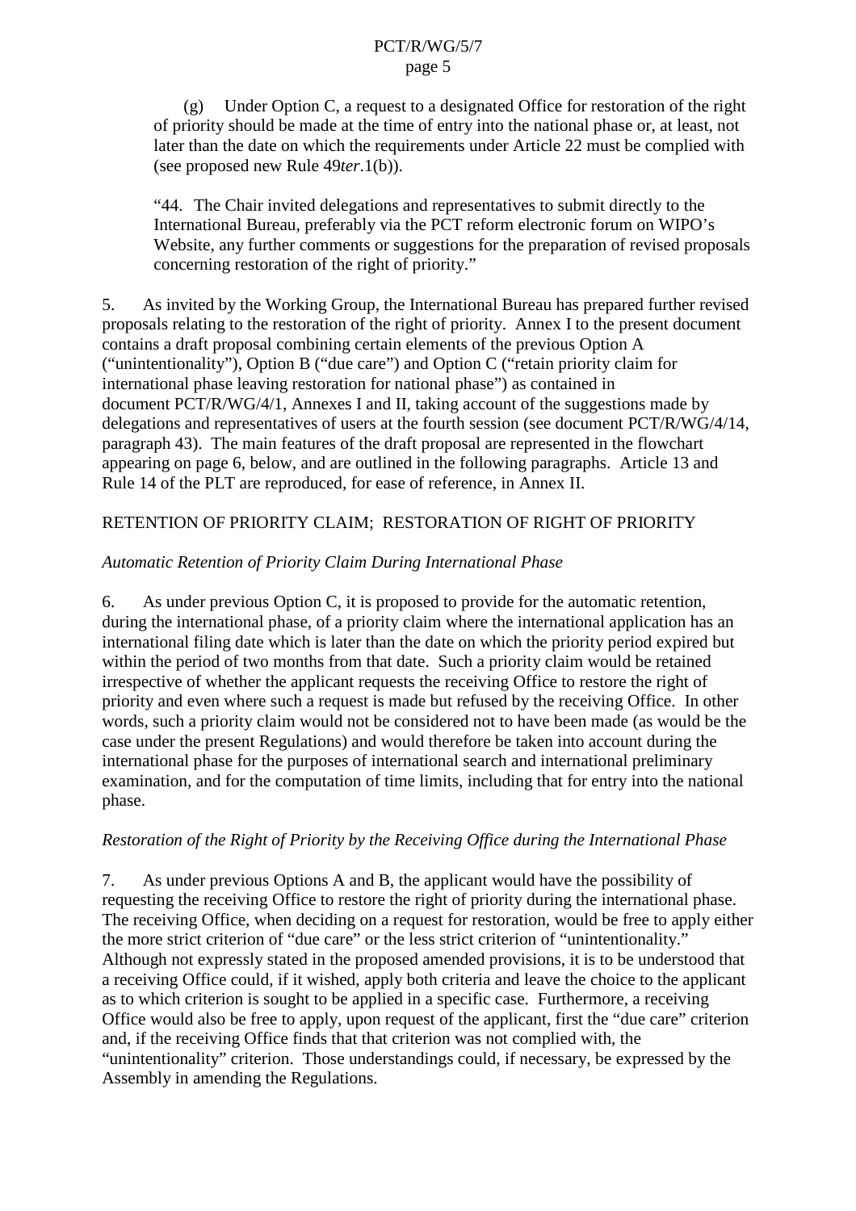(g) Under Option C, a request to a designated Office for restoration of the right of priority should be made at the time of entry into the national phase or, at least, not later than the date on which the requirements under Article 22 must be complied with (see proposed new Rule 49*ter*.1(b)).

"44. The Chair invited delegations and representatives to submit directly to the International Bureau, preferably via the PCT reform electronic forum on WIPO's Website, any further comments or suggestions for the preparation of revised proposals concerning restoration of the right of priority."

5. As invited by the Working Group, the International Bureau has prepared further revised proposals relating to the restoration of the right of priority. Annex I to the present document contains a draft proposal combining certain elements of the previous Option A ("unintentionality"), Option B ("due care") and Option C ("retain priority claim for international phase leaving restoration for national phase") as contained in document PCT/R/WG/4/1, Annexes I and II, taking account of the suggestions made by delegations and representatives of users at the fourth session (see document PCT/R/WG/4/14, paragraph 43). The main features of the draft proposal are represented in the flowchart appearing on page 6, below, and are outlined in the following paragraphs. Article 13 and Rule 14 of the PLT are reproduced, for ease of reference, in Annex II.

## RETENTION OF PRIORITY CLAIM; RESTORATION OF RIGHT OF PRIORITY

### *Automatic Retention of Priority Claim During International Phase*

6. As under previous Option C, it is proposed to provide for the automatic retention, during the international phase, of a priority claim where the international application has an international filing date which is later than the date on which the priority period expired but within the period of two months from that date. Such a priority claim would be retained irrespective of whether the applicant requests the receiving Office to restore the right of priority and even where such a request is made but refused by the receiving Office. In other words, such a priority claim would not be considered not to have been made (as would be the case under the present Regulations) and would therefore be taken into account during the international phase for the purposes of international search and international preliminary examination, and for the computation of time limits, including that for entry into the national phase.

### *Restoration of the Right of Priority by the Receiving Office during the International Phase*

7. As under previous Options A and B, the applicant would have the possibility of requesting the receiving Office to restore the right of priority during the international phase. The receiving Office, when deciding on a request for restoration, would be free to apply either the more strict criterion of "due care" or the less strict criterion of "unintentionality." Although not expressly stated in the proposed amended provisions, it is to be understood that a receiving Office could, if it wished, apply both criteria and leave the choice to the applicant as to which criterion is sought to be applied in a specific case. Furthermore, a receiving Office would also be free to apply, upon request of the applicant, first the "due care" criterion and, if the receiving Office finds that that criterion was not complied with, the "unintentionality" criterion. Those understandings could, if necessary, be expressed by the Assembly in amending the Regulations.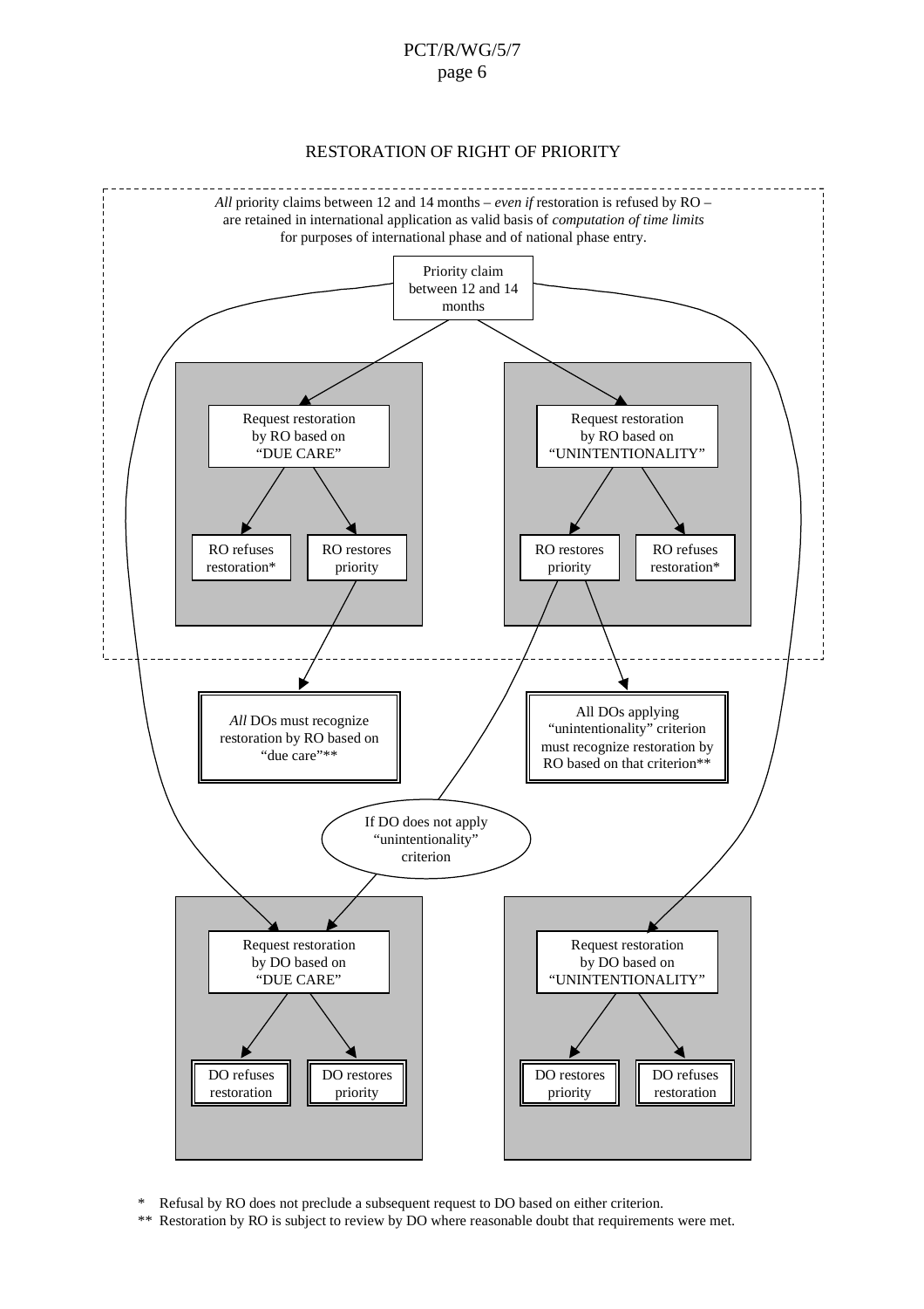RESTORATION OF RIGHT OF PRIORITY

*All* priority claims between 12 and 14 months – *even if* restoration is refused by RO – are retained in international application as valid basis of *computation of time limits* for purposes of international phase and of national phase entry.

Priority claim between 12 and 14 months

Request restoration by RO based on "DUE CARE"

RO refuses restoration*

RO restores priority

Request restoration by RO based on "UNINTENTIONALITY"

RO restores priority

RO refuses restoration*

*All* DOs must recognize restoration by RO based on "due care"**

All DOs applying "unintentionality" criterion must recognize restoration by RO based on that criterion**

If DO does not apply "unintentionality" criterion

Request restoration by DO based on "DUE CARE"

DO refuses restoration

DO restores priority

Request restoration by DO based on "UNINTENTIONALITY"

DO restores priority

DO refuses restoration

\* Refusal by RO does not preclude a subsequent request to DO based on either criterion.

\*\* Restoration by RO is subject to review by DO where reasonable doubt that requirements were met.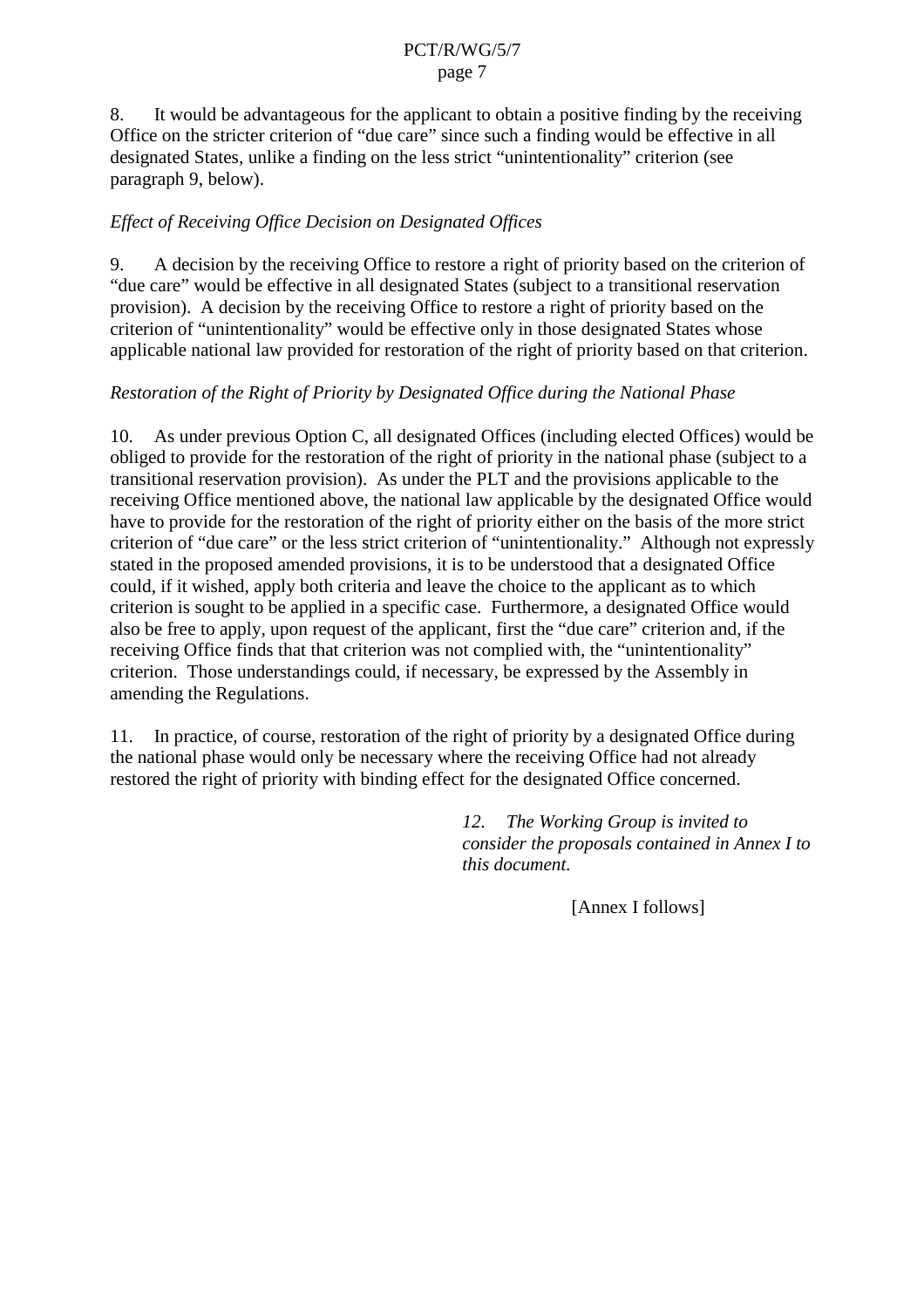8. It would be advantageous for the applicant to obtain a positive finding by the receiving Office on the stricter criterion of "due care" since such a finding would be effective in all designated States, unlike a finding on the less strict "unintentionality" criterion (see paragraph 9, below).

*Effect of Receiving Office Decision on Designated Offices*

9. A decision by the receiving Office to restore a right of priority based on the criterion of "due care" would be effective in all designated States (subject to a transitional reservation provision). A decision by the receiving Office to restore a right of priority based on the criterion of "unintentionality" would be effective only in those designated States whose applicable national law provided for restoration of the right of priority based on that criterion.

*Restoration of the Right of Priority by Designated Office during the National Phase*

10. As under previous Option C, all designated Offices (including elected Offices) would be obliged to provide for the restoration of the right of priority in the national phase (subject to a transitional reservation provision). As under the PLT and the provisions applicable to the receiving Office mentioned above, the national law applicable by the designated Office would have to provide for the restoration of the right of priority either on the basis of the more strict criterion of "due care" or the less strict criterion of "unintentionality." Although not expressly stated in the proposed amended provisions, it is to be understood that a designated Office could, if it wished, apply both criteria and leave the choice to the applicant as to which criterion is sought to be applied in a specific case. Furthermore, a designated Office would also be free to apply, upon request of the applicant, first the "due care" criterion and, if the receiving Office finds that that criterion was not complied with, the "unintentionality" criterion. Those understandings could, if necessary, be expressed by the Assembly in amending the Regulations.

11. In practice, of course, restoration of the right of priority by a designated Office during the national phase would only be necessary where the receiving Office had not already restored the right of priority with binding effect for the designated Office concerned.

*12. The Working Group is invited to consider the proposals contained in Annex I to this document.*

[Annex I follows]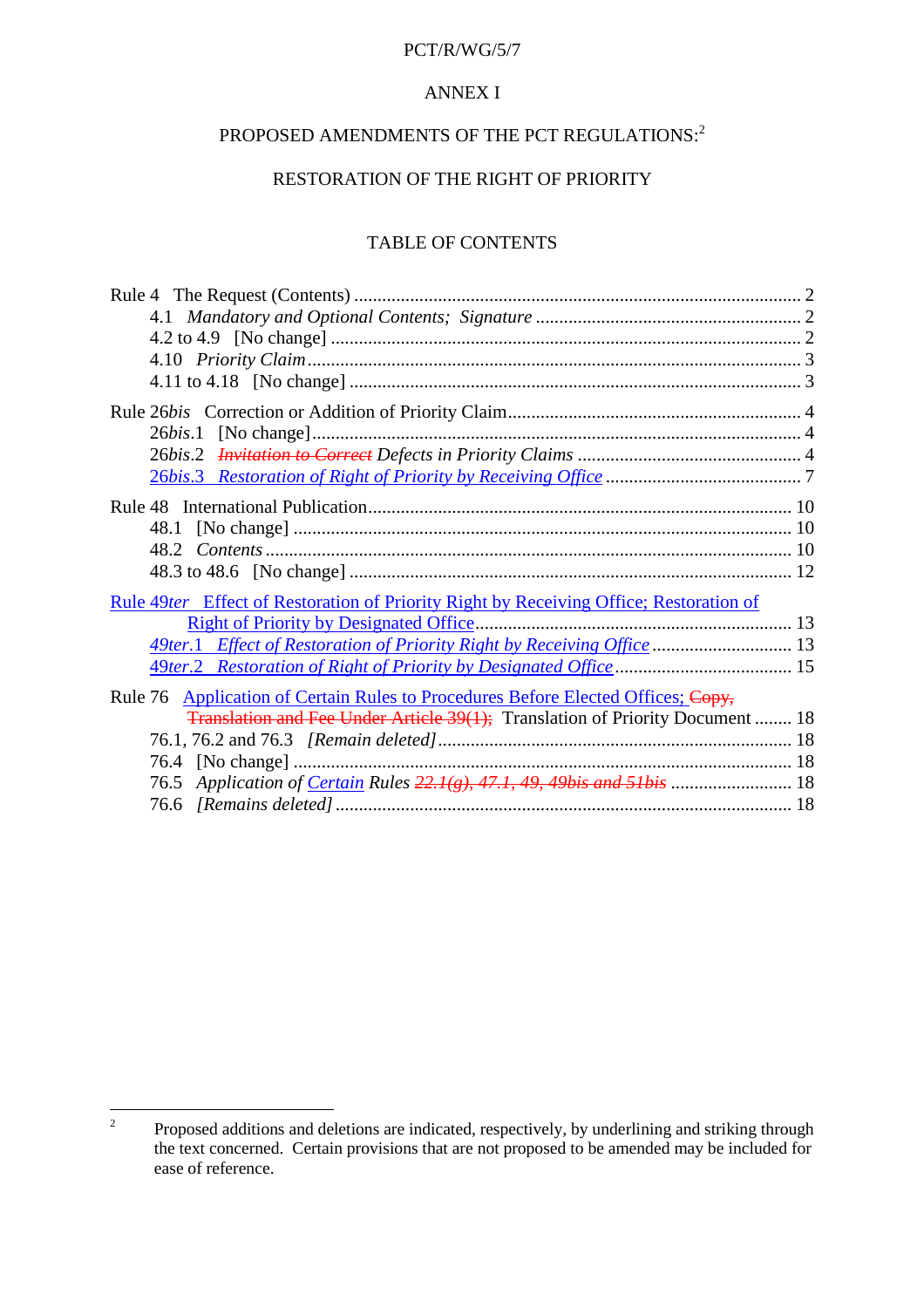ANNEX I

# PROPOSED AMENDMENTS OF THE PCT REGULATIONS:[2]

## RESTORATION OF THE RIGHT OF PRIORITY

### TABLE OF CONTENTS

Rule 4 The Request (Contents) .......... 2
- 4.1 *Mandatory and Optional Contents; Signature* .......... 2
- 4.2 to 4.9 [No change] .......... 2
- 4.10 *Priority Claim* .......... 3
- 4.11 to 4.18 [No change] .......... 3

Rule 26*bis* Correction or Addition of Priority Claim .......... 4
- 26*bis*.1 [No change] .......... 4
- 26*bis*.2 ~~*Invitation to Correct*~~ *Defects in Priority Claims* .......... 4
- <u>26*bis*.3 *Restoration of Right of Priority by Receiving Office*</u> .......... 7

Rule 48 International Publication .......... 10
- 48.1 [No change] .......... 10
- 48.2 *Contents* .......... 10
- 48.3 to 48.6 [No change] .......... 12

<u>Rule 49*ter* Effect of Restoration of Priority Right by Receiving Office; Restoration of Right of Priority by Designated Office</u> .......... 13
- <u>49*ter*.1 *Effect of Restoration of Priority Right by Receiving Office*</u> .......... 13
- <u>49*ter*.2 *Restoration of Right of Priority by Designated Office*</u> .......... 15

Rule 76 <u>Application of Certain Rules to Procedures Before Elected Offices;</u> ~~Copy, Translation and Fee Under Article 39(1);~~ Translation of Priority Document .......... 18
- 76.1, 76.2 and 76.3 *[Remain deleted]* .......... 18
- 76.4 [No change] .......... 18
- 76.5 *Application of <u>Certain</u> Rules ~~22.1(g), 47.1, 49, 49bis and 51bis~~* .......... 18
- 76.6 *[Remains deleted]* .......... 18

---

[2] Proposed additions and deletions are indicated, respectively, by underlining and striking through the text concerned. Certain provisions that are not proposed to be amended may be included for ease of reference.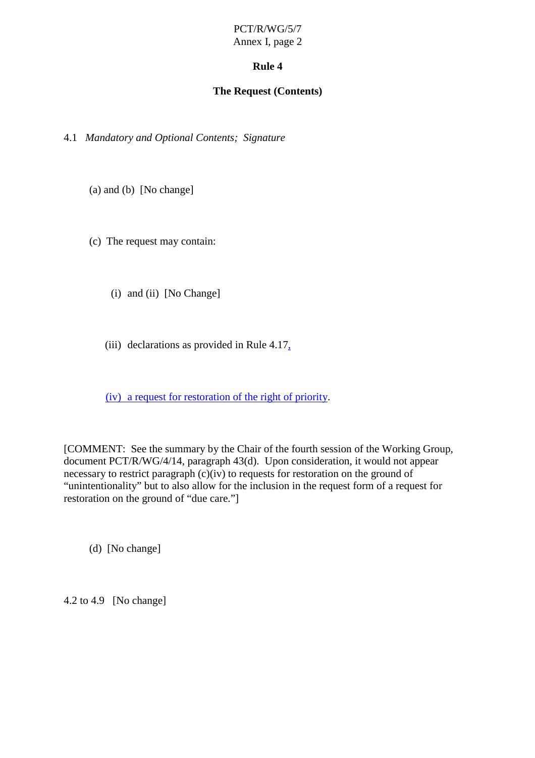# Rule 4

## The Request (Contents)

4.1 *Mandatory and Optional Contents; Signature*

(a) and (b) [No change]

(c) The request may contain:

(i) and (ii) [No Change]

(iii) declarations as provided in Rule 4.17,

(iv) a request for restoration of the right of priority.

[COMMENT: See the summary by the Chair of the fourth session of the Working Group, document PCT/R/WG/4/14, paragraph 43(d). Upon consideration, it would not appear necessary to restrict paragraph (c)(iv) to requests for restoration on the ground of "unintentionality" but to also allow for the inclusion in the request form of a request for restoration on the ground of "due care."]

(d) [No change]

4.2 to 4.9 [No change]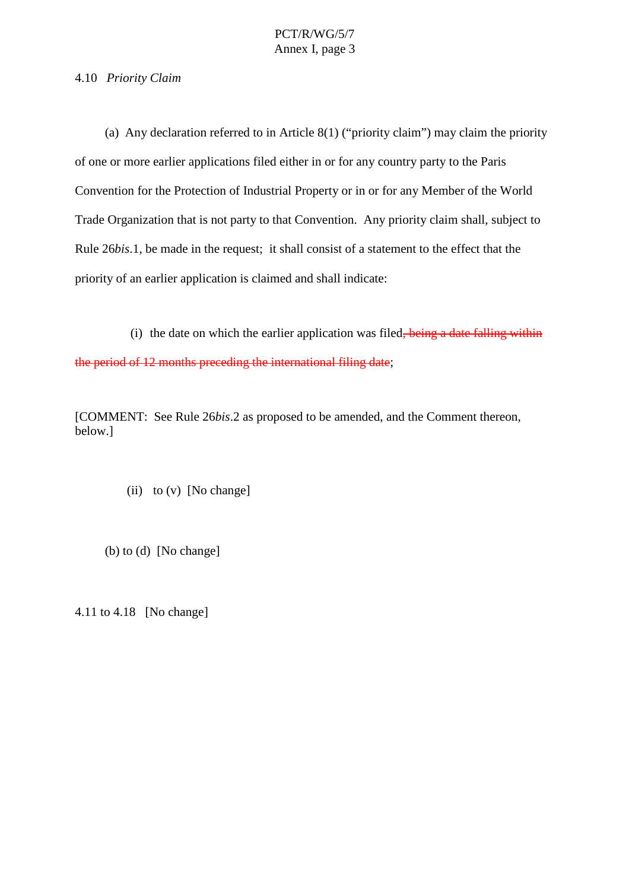4.10 *Priority Claim*

(a) Any declaration referred to in Article 8(1) ("priority claim") may claim the priority of one or more earlier applications filed either in or for any country party to the Paris Convention for the Protection of Industrial Property or in or for any Member of the World Trade Organization that is not party to that Convention. Any priority claim shall, subject to Rule 26*bis*.1, be made in the request; it shall consist of a statement to the effect that the priority of an earlier application is claimed and shall indicate:

(i) the date on which the earlier application was filed~~, being a date falling within the period of 12 months preceding the international filing date~~;

[COMMENT: See Rule 26*bis*.2 as proposed to be amended, and the Comment thereon, below.]

(ii) to (v) [No change]

(b) to (d) [No change]

4.11 to 4.18 [No change]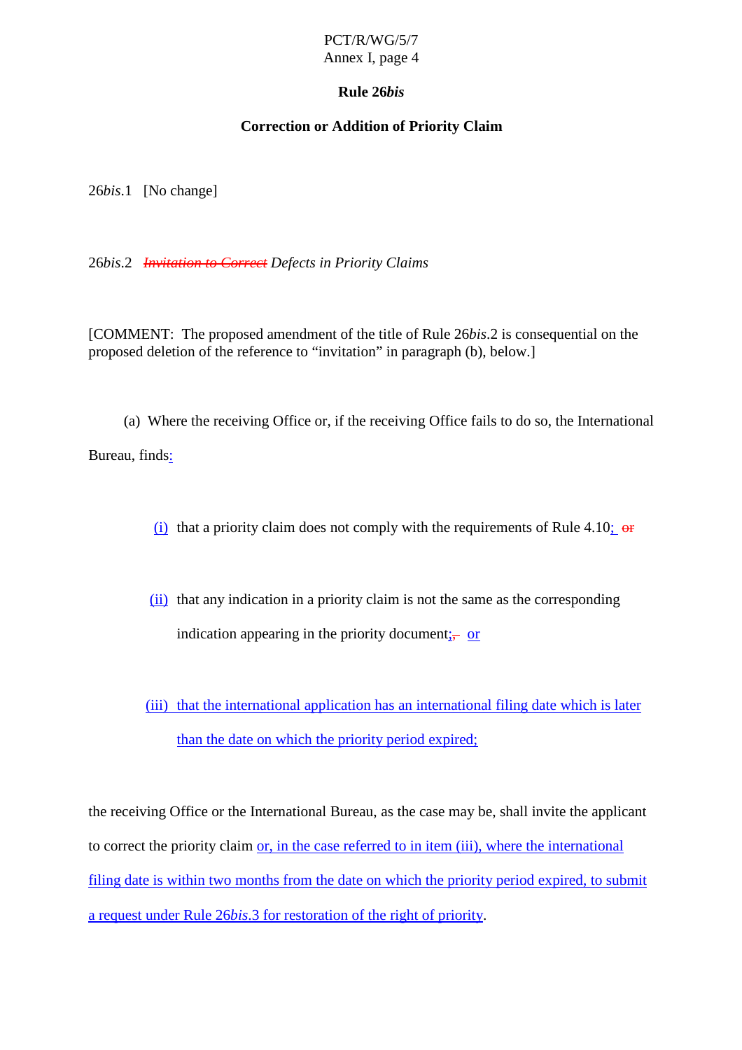# Rule 26*bis*

## Correction or Addition of Priority Claim

26*bis*.1 [No change]

26*bis*.2 ~~*Invitation to Correct*~~ *Defects in Priority Claims*

[COMMENT: The proposed amendment of the title of Rule 26*bis*.2 is consequential on the proposed deletion of the reference to "invitation" in paragraph (b), below.]

(a) Where the receiving Office or, if the receiving Office fails to do so, the International Bureau, finds<u>:</u>

<u>(i)</u> that a priority claim does not comply with the requirements of Rule 4.10<u>;</u> ~~or~~

<u>(ii)</u> that any indication in a priority claim is not the same as the corresponding indication appearing in the priority document<u>;</u>~~,~~ <u>or</u>

<u>(iii) that the international application has an international filing date which is later than the date on which the priority period expired;</u>

the receiving Office or the International Bureau, as the case may be, shall invite the applicant to correct the priority claim <u>or, in the case referred to in item (iii), where the international filing date is within two months from the date on which the priority period expired, to submit a request under Rule 26*bis*.3 for restoration of the right of priority</u>.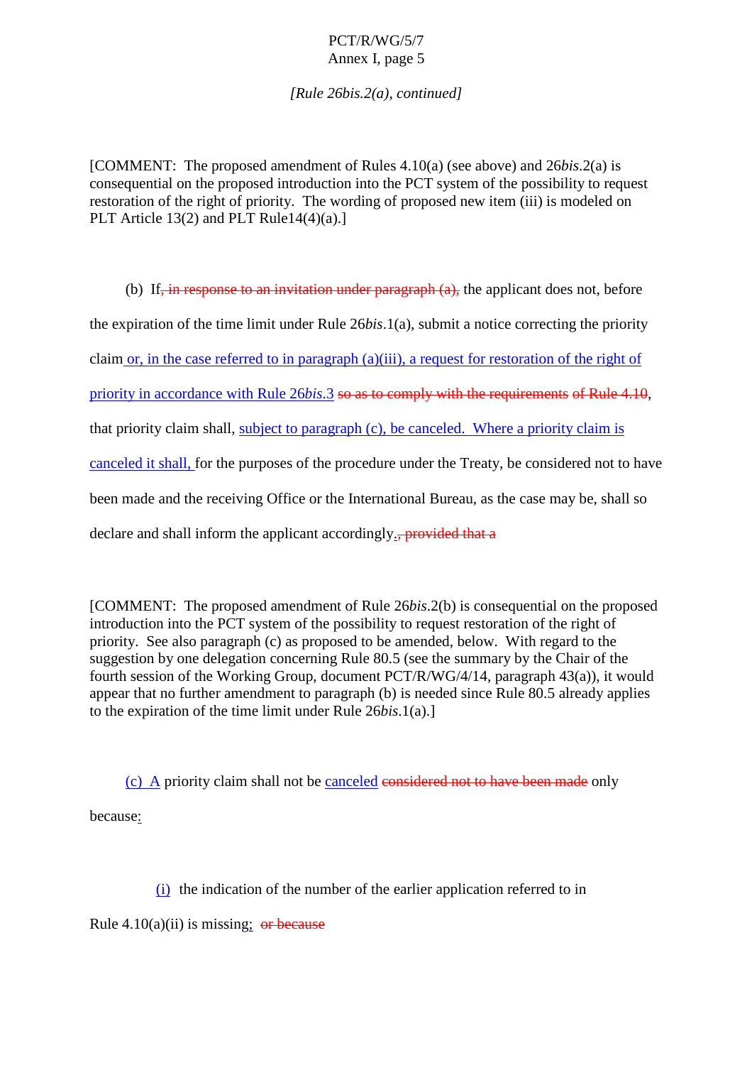*[Rule 26bis.2(a), continued]*

[COMMENT: The proposed amendment of Rules 4.10(a) (see above) and 26*bis*.2(a) is consequential on the proposed introduction into the PCT system of the possibility to request restoration of the right of priority. The wording of proposed new item (iii) is modeled on PLT Article 13(2) and PLT Rule14(4)(a).]

(b) If~~, in response to an invitation under paragraph (a),~~ the applicant does not, before the expiration of the time limit under Rule 26*bis*.1(a), submit a notice correcting the priority claim or, in the case referred to in paragraph (a)(iii), a request for restoration of the right of priority in accordance with Rule 26*bis*.3 ~~so as to comply with the requirements of Rule 4.10~~, that priority claim shall, subject to paragraph (c), be canceled. Where a priority claim is canceled it shall, for the purposes of the procedure under the Treaty, be considered not to have been made and the receiving Office or the International Bureau, as the case may be, shall so declare and shall inform the applicant accordingly.~~, provided that a~~

[COMMENT: The proposed amendment of Rule 26*bis*.2(b) is consequential on the proposed introduction into the PCT system of the possibility to request restoration of the right of priority. See also paragraph (c) as proposed to be amended, below. With regard to the suggestion by one delegation concerning Rule 80.5 (see the summary by the Chair of the fourth session of the Working Group, document PCT/R/WG/4/14, paragraph 43(a)), it would appear that no further amendment to paragraph (b) is needed since Rule 80.5 already applies to the expiration of the time limit under Rule 26*bis*.1(a).]

(c) A priority claim shall not be canceled ~~considered not to have been made~~ only because:

(i) the indication of the number of the earlier application referred to in Rule 4.10(a)(ii) is missing; ~~or because~~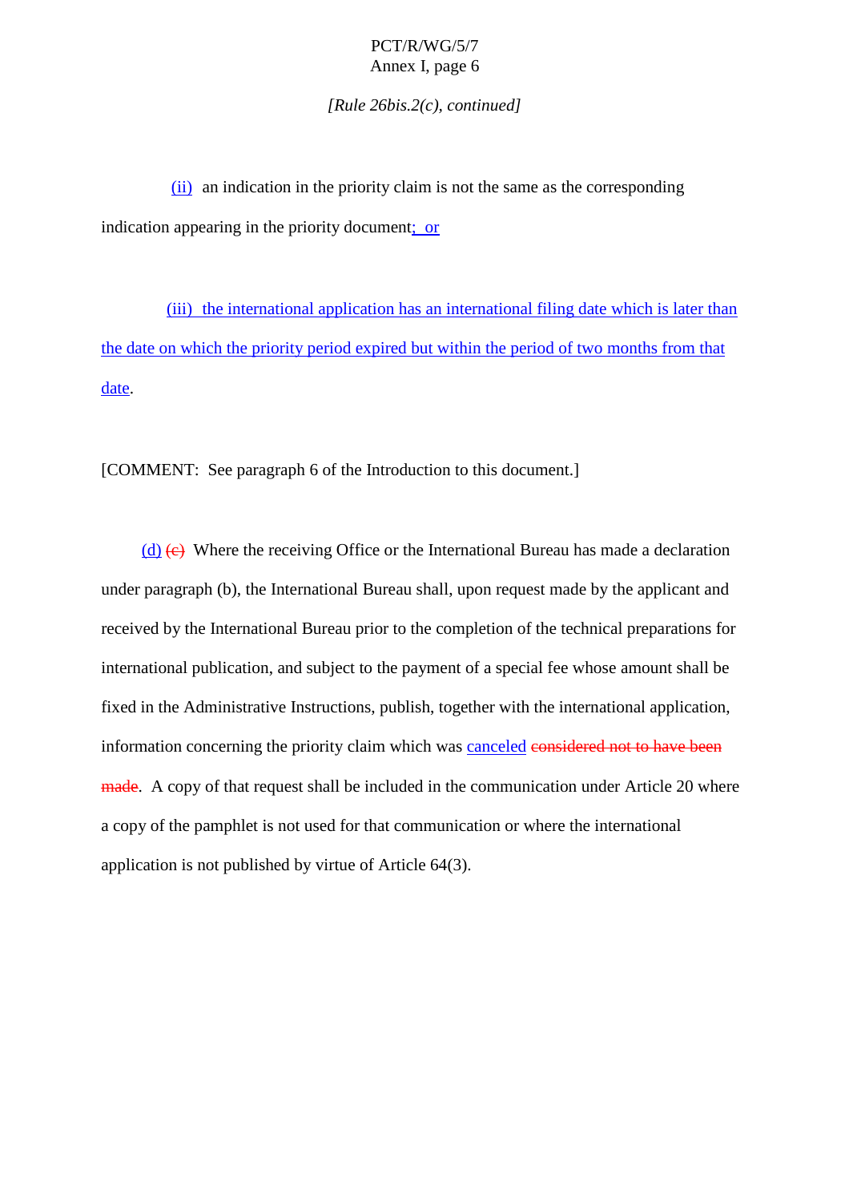*[Rule 26bis.2(c), continued]*

(ii) an indication in the priority claim is not the same as the corresponding indication appearing in the priority document; or

(iii) the international application has an international filing date which is later than the date on which the priority period expired but within the period of two months from that date.

[COMMENT: See paragraph 6 of the Introduction to this document.]

(d) ~~(c)~~ Where the receiving Office or the International Bureau has made a declaration under paragraph (b), the International Bureau shall, upon request made by the applicant and received by the International Bureau prior to the completion of the technical preparations for international publication, and subject to the payment of a special fee whose amount shall be fixed in the Administrative Instructions, publish, together with the international application, information concerning the priority claim which was canceled ~~considered not to have been made~~. A copy of that request shall be included in the communication under Article 20 where a copy of the pamphlet is not used for that communication or where the international application is not published by virtue of Article 64(3).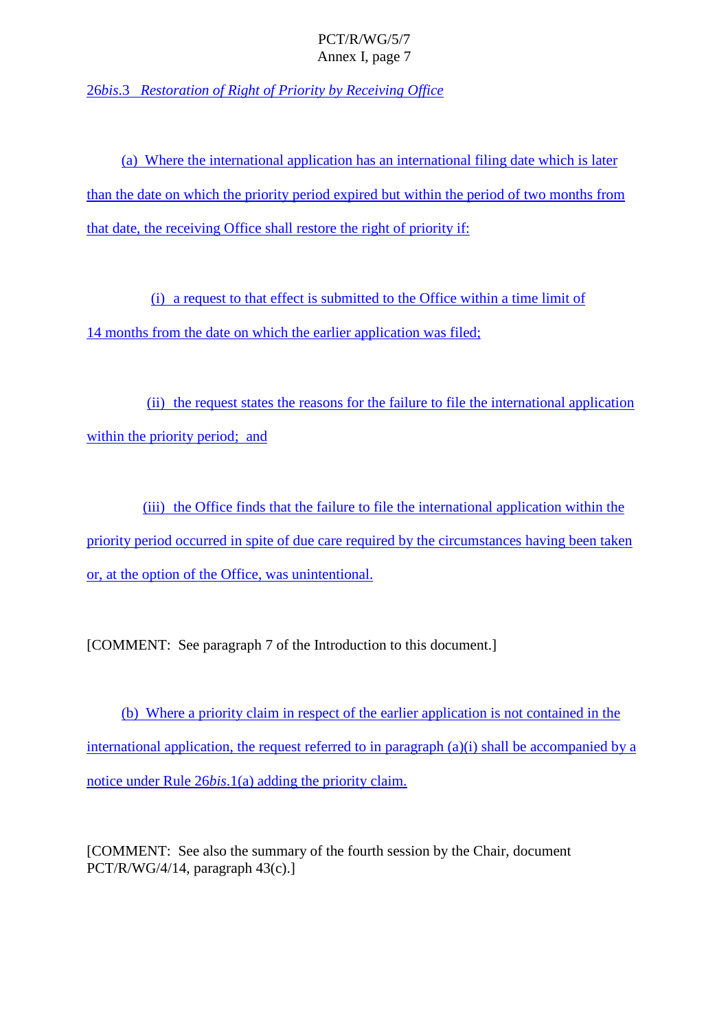26*bis*.3 *Restoration of Right of Priority by Receiving Office*

(a) Where the international application has an international filing date which is later than the date on which the priority period expired but within the period of two months from that date, the receiving Office shall restore the right of priority if:

(i) a request to that effect is submitted to the Office within a time limit of 14 months from the date on which the earlier application was filed;

(ii) the request states the reasons for the failure to file the international application within the priority period; and

(iii) the Office finds that the failure to file the international application within the priority period occurred in spite of due care required by the circumstances having been taken or, at the option of the Office, was unintentional.

[COMMENT: See paragraph 7 of the Introduction to this document.]

(b) Where a priority claim in respect of the earlier application is not contained in the international application, the request referred to in paragraph (a)(i) shall be accompanied by a notice under Rule 26*bis*.1(a) adding the priority claim.

[COMMENT: See also the summary of the fourth session by the Chair, document PCT/R/WG/4/14, paragraph 43(c).]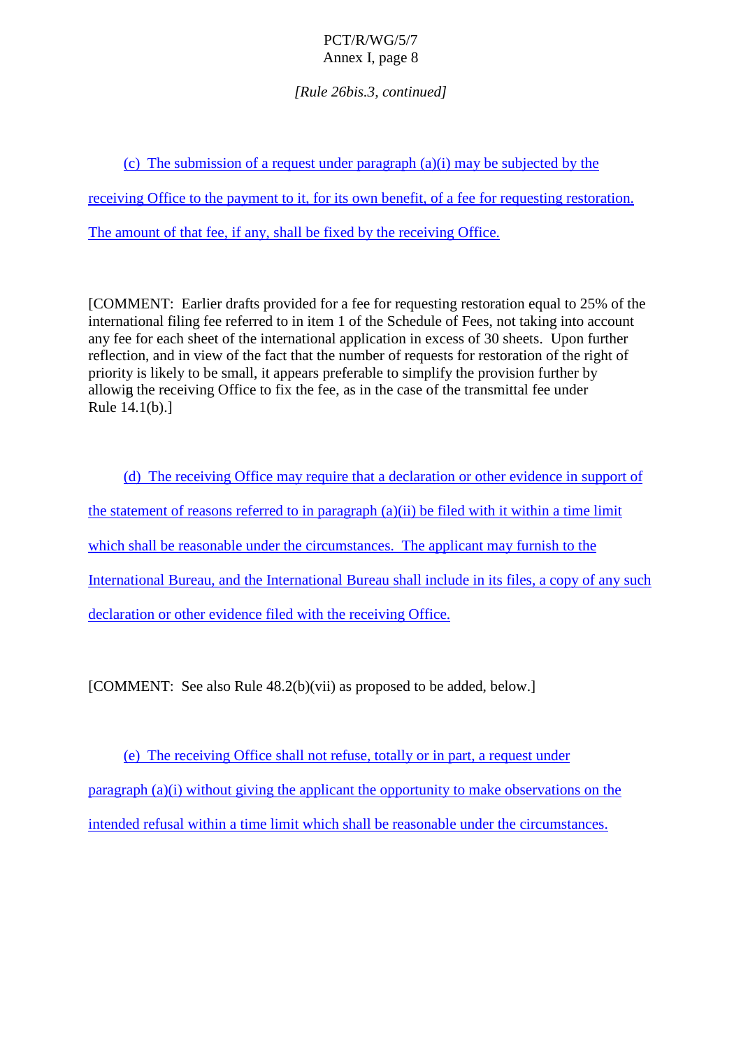*[Rule 26bis.3, continued]*

(c) The submission of a request under paragraph (a)(i) may be subjected by the receiving Office to the payment to it, for its own benefit, of a fee for requesting restoration. The amount of that fee, if any, shall be fixed by the receiving Office.

[COMMENT: Earlier drafts provided for a fee for requesting restoration equal to 25% of the international filing fee referred to in item 1 of the Schedule of Fees, not taking into account any fee for each sheet of the international application in excess of 30 sheets. Upon further reflection, and in view of the fact that the number of requests for restoration of the right of priority is likely to be small, it appears preferable to simplify the provision further by allowig the receiving Office to fix the fee, as in the case of the transmittal fee under Rule 14.1(b).]

(d) The receiving Office may require that a declaration or other evidence in support of the statement of reasons referred to in paragraph (a)(ii) be filed with it within a time limit which shall be reasonable under the circumstances. The applicant may furnish to the International Bureau, and the International Bureau shall include in its files, a copy of any such declaration or other evidence filed with the receiving Office.

[COMMENT: See also Rule 48.2(b)(vii) as proposed to be added, below.]

(e) The receiving Office shall not refuse, totally or in part, a request under paragraph (a)(i) without giving the applicant the opportunity to make observations on the intended refusal within a time limit which shall be reasonable under the circumstances.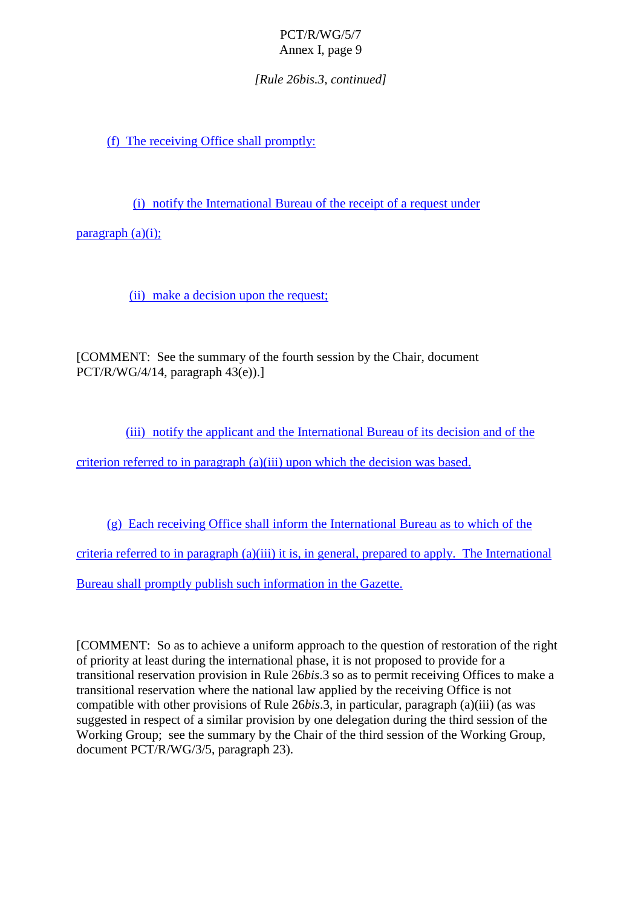*[Rule 26bis.3, continued]*

(f) The receiving Office shall promptly:

(i) notify the International Bureau of the receipt of a request under paragraph (a)(i);

(ii) make a decision upon the request;

[COMMENT: See the summary of the fourth session by the Chair, document PCT/R/WG/4/14, paragraph 43(e)).]

(iii) notify the applicant and the International Bureau of its decision and of the criterion referred to in paragraph (a)(iii) upon which the decision was based.

(g) Each receiving Office shall inform the International Bureau as to which of the criteria referred to in paragraph (a)(iii) it is, in general, prepared to apply. The International Bureau shall promptly publish such information in the Gazette.

[COMMENT: So as to achieve a uniform approach to the question of restoration of the right of priority at least during the international phase, it is not proposed to provide for a transitional reservation provision in Rule 26*bis*.3 so as to permit receiving Offices to make a transitional reservation where the national law applied by the receiving Office is not compatible with other provisions of Rule 26*bis*.3, in particular, paragraph (a)(iii) (as was suggested in respect of a similar provision by one delegation during the third session of the Working Group; see the summary by the Chair of the third session of the Working Group, document PCT/R/WG/3/5, paragraph 23).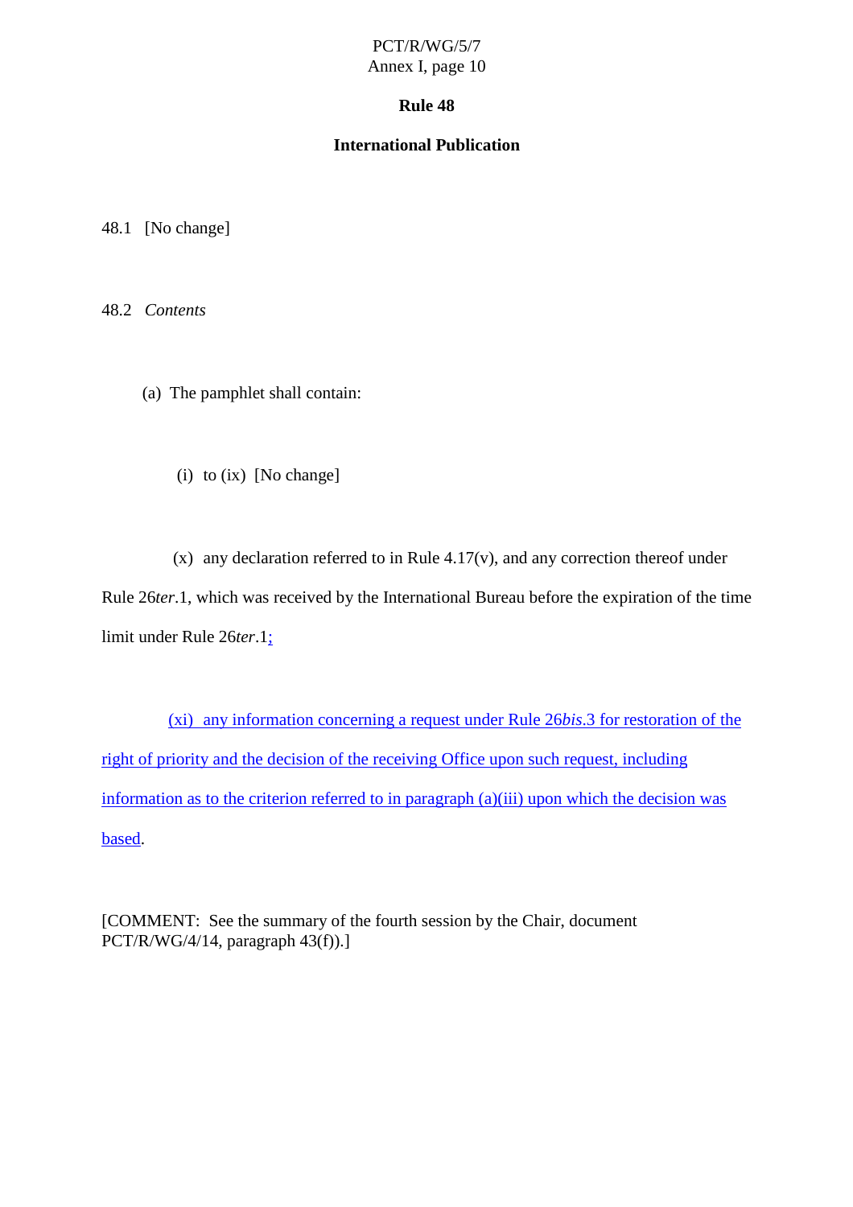# Rule 48

## International Publication

48.1 [No change]

48.2 *Contents*

(a) The pamphlet shall contain:

(i) to (ix) [No change]

(x) any declaration referred to in Rule 4.17(v), and any correction thereof under Rule 26*ter*.1, which was received by the International Bureau before the expiration of the time limit under Rule 26*ter*.1;

(xi) any information concerning a request under Rule 26*bis*.3 for restoration of the right of priority and the decision of the receiving Office upon such request, including information as to the criterion referred to in paragraph (a)(iii) upon which the decision was based.

[COMMENT: See the summary of the fourth session by the Chair, document PCT/R/WG/4/14, paragraph 43(f)).]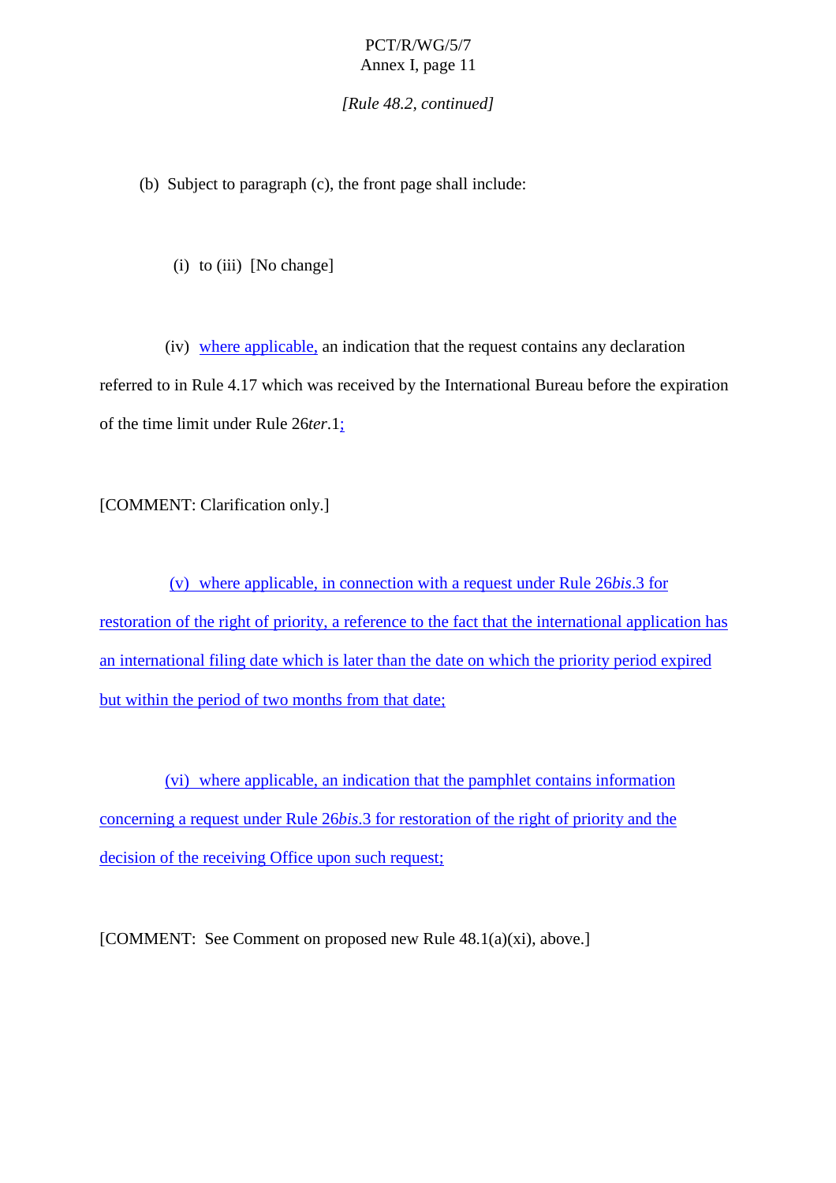*[Rule 48.2, continued]*

(b) Subject to paragraph (c), the front page shall include:

(i) to (iii) [No change]

(iv) where applicable, an indication that the request contains any declaration referred to in Rule 4.17 which was received by the International Bureau before the expiration of the time limit under Rule 26*ter*.1;

[COMMENT: Clarification only.]

(v) where applicable, in connection with a request under Rule 26*bis*.3 for restoration of the right of priority, a reference to the fact that the international application has an international filing date which is later than the date on which the priority period expired but within the period of two months from that date;

(vi) where applicable, an indication that the pamphlet contains information concerning a request under Rule 26*bis*.3 for restoration of the right of priority and the decision of the receiving Office upon such request;

[COMMENT: See Comment on proposed new Rule 48.1(a)(xi), above.]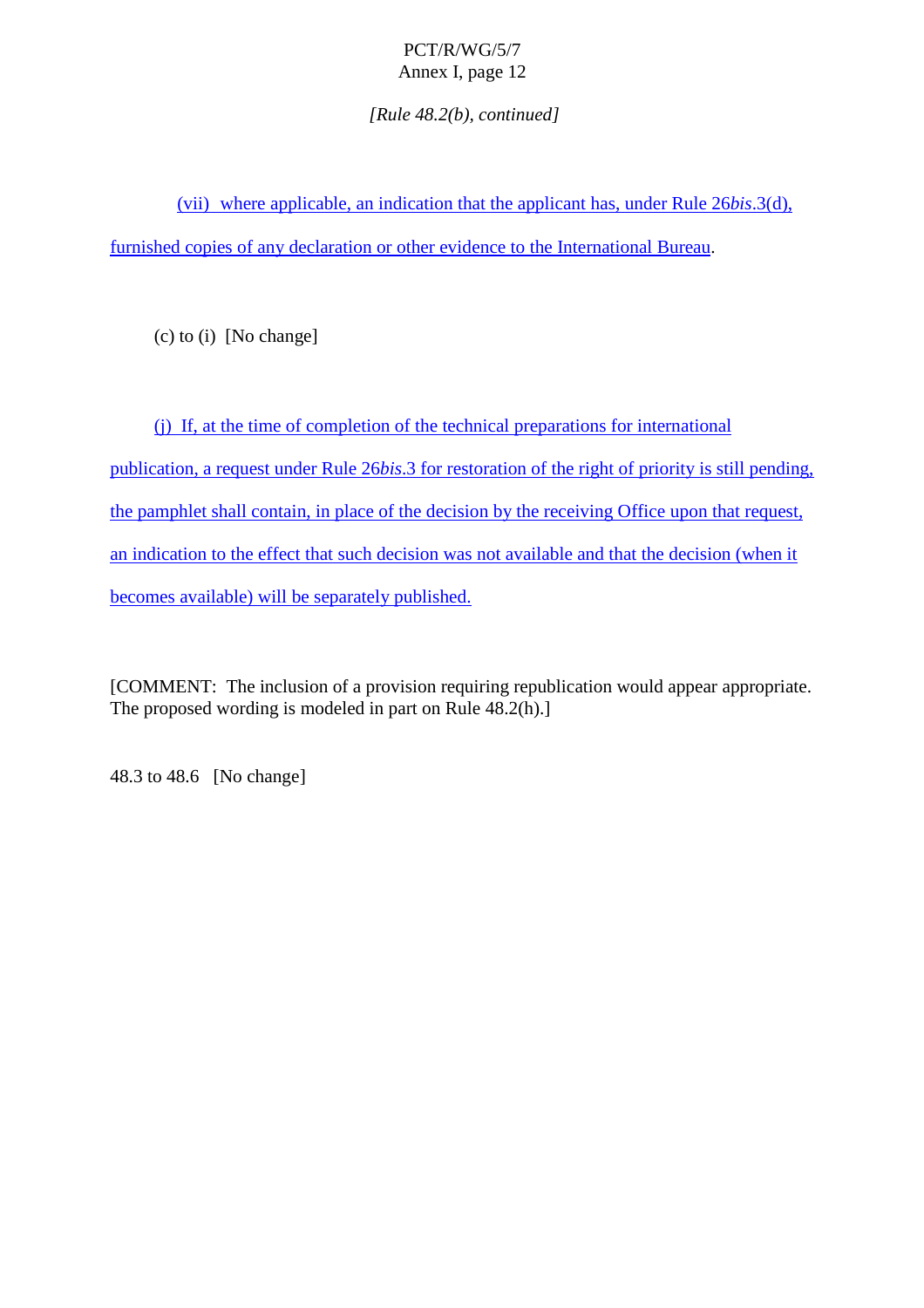*[Rule 48.2(b), continued]*

(vii) where applicable, an indication that the applicant has, under Rule 26*bis*.3(d), furnished copies of any declaration or other evidence to the International Bureau.

(c) to (i) [No change]

(j) If, at the time of completion of the technical preparations for international publication, a request under Rule 26*bis*.3 for restoration of the right of priority is still pending, the pamphlet shall contain, in place of the decision by the receiving Office upon that request, an indication to the effect that such decision was not available and that the decision (when it becomes available) will be separately published.

[COMMENT: The inclusion of a provision requiring republication would appear appropriate. The proposed wording is modeled in part on Rule 48.2(h).]

48.3 to 48.6 [No change]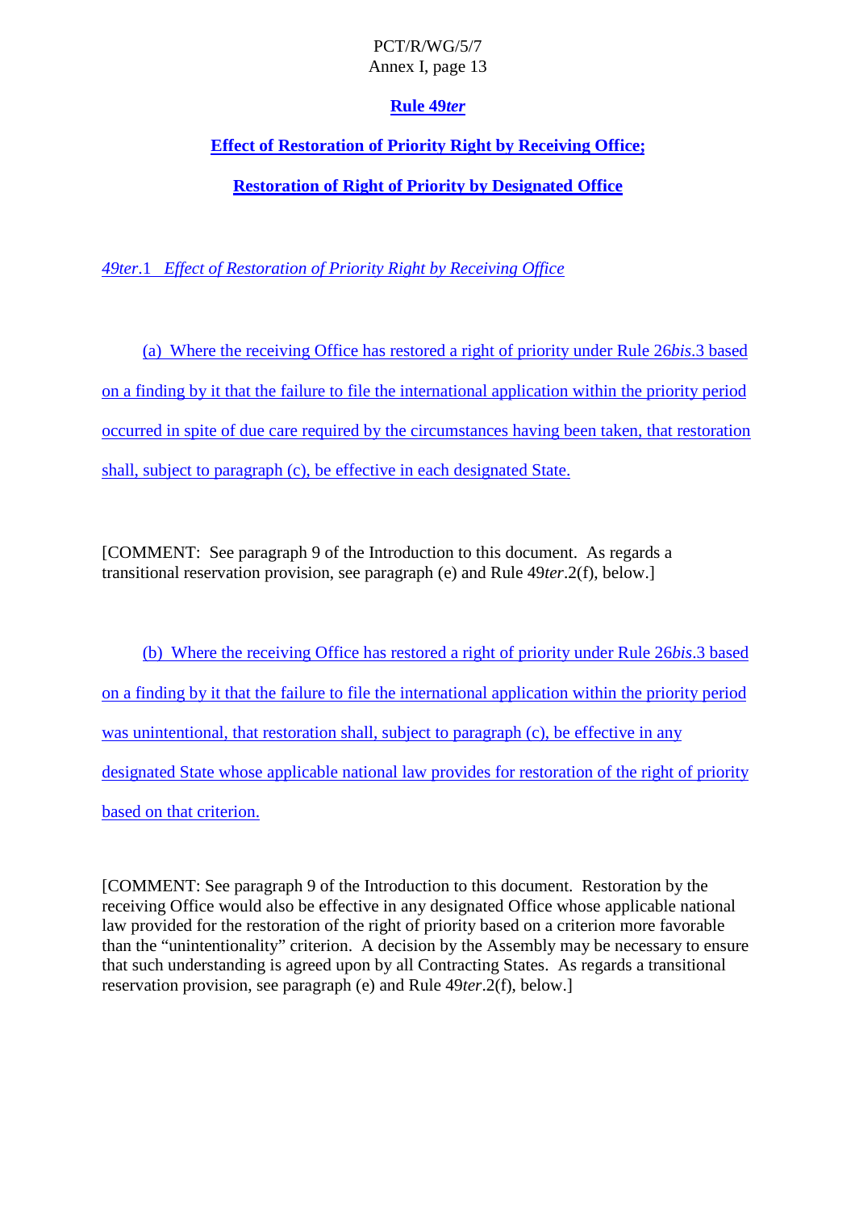## Rule 49*ter*

## Effect of Restoration of Priority Right by Receiving Office;

## Restoration of Right of Priority by Designated Office

*49ter.1 Effect of Restoration of Priority Right by Receiving Office*

(a) Where the receiving Office has restored a right of priority under Rule 26*bis*.3 based on a finding by it that the failure to file the international application within the priority period occurred in spite of due care required by the circumstances having been taken, that restoration shall, subject to paragraph (c), be effective in each designated State.

[COMMENT: See paragraph 9 of the Introduction to this document. As regards a transitional reservation provision, see paragraph (e) and Rule 49*ter*.2(f), below.]

(b) Where the receiving Office has restored a right of priority under Rule 26*bis*.3 based on a finding by it that the failure to file the international application within the priority period was unintentional, that restoration shall, subject to paragraph (c), be effective in any designated State whose applicable national law provides for restoration of the right of priority based on that criterion.

[COMMENT: See paragraph 9 of the Introduction to this document. Restoration by the receiving Office would also be effective in any designated Office whose applicable national law provided for the restoration of the right of priority based on a criterion more favorable than the "unintentionality" criterion. A decision by the Assembly may be necessary to ensure that such understanding is agreed upon by all Contracting States. As regards a transitional reservation provision, see paragraph (e) and Rule 49*ter*.2(f), below.]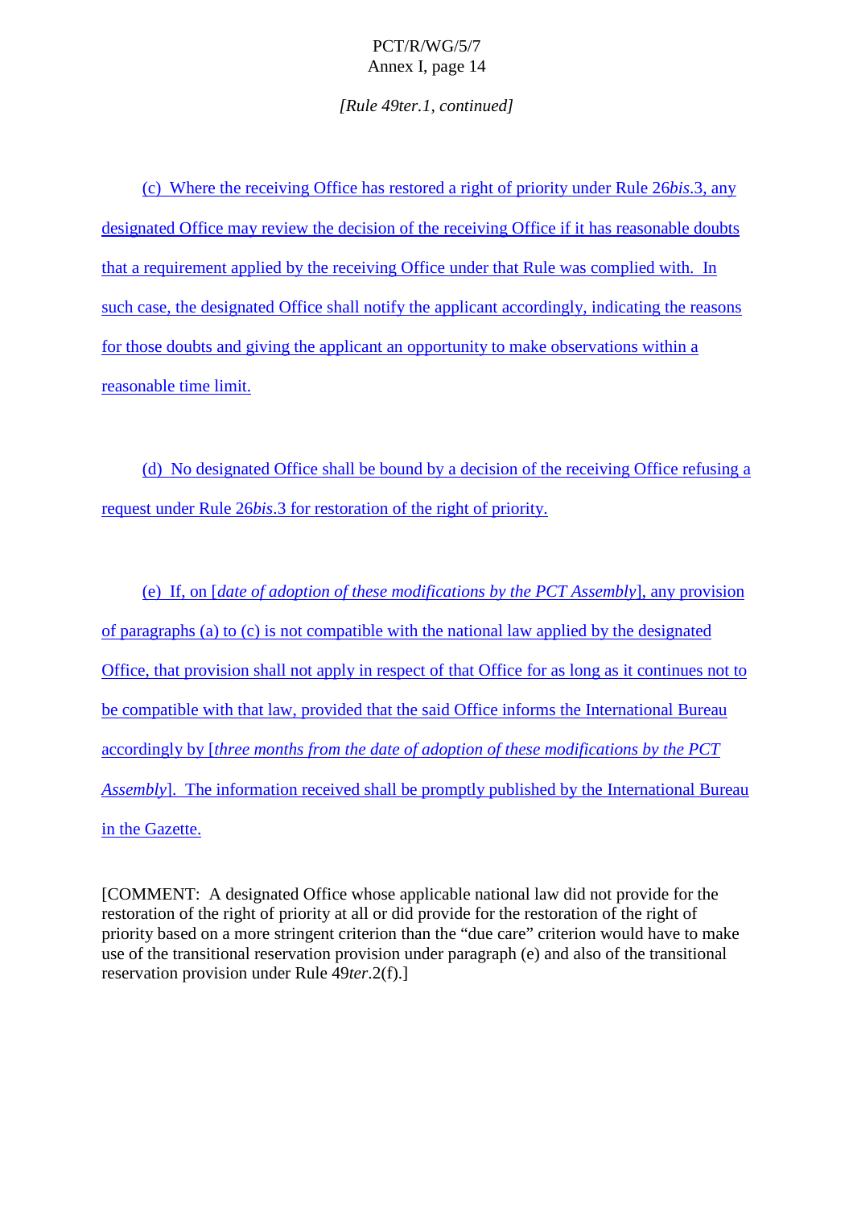*[Rule 49ter.1, continued]*

(c) Where the receiving Office has restored a right of priority under Rule 26*bis*.3, any designated Office may review the decision of the receiving Office if it has reasonable doubts that a requirement applied by the receiving Office under that Rule was complied with. In such case, the designated Office shall notify the applicant accordingly, indicating the reasons for those doubts and giving the applicant an opportunity to make observations within a reasonable time limit.

(d) No designated Office shall be bound by a decision of the receiving Office refusing a request under Rule 26*bis*.3 for restoration of the right of priority.

(e) If, on [*date of adoption of these modifications by the PCT Assembly*], any provision of paragraphs (a) to (c) is not compatible with the national law applied by the designated Office, that provision shall not apply in respect of that Office for as long as it continues not to be compatible with that law, provided that the said Office informs the International Bureau accordingly by [*three months from the date of adoption of these modifications by the PCT Assembly*]. The information received shall be promptly published by the International Bureau in the Gazette.

[COMMENT: A designated Office whose applicable national law did not provide for the restoration of the right of priority at all or did provide for the restoration of the right of priority based on a more stringent criterion than the "due care" criterion would have to make use of the transitional reservation provision under paragraph (e) and also of the transitional reservation provision under Rule 49*ter*.2(f).]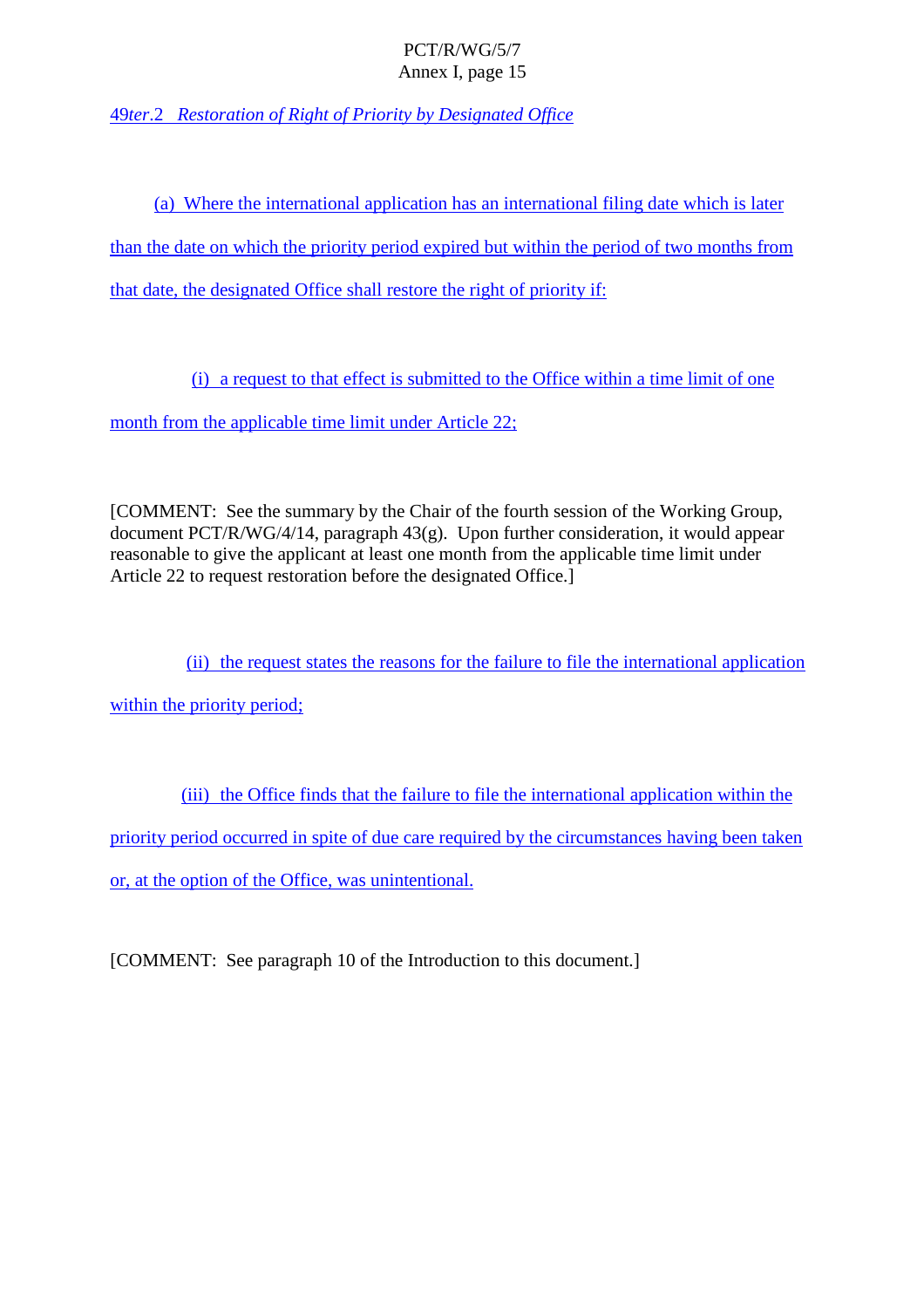*49ter.2 Restoration of Right of Priority by Designated Office*

(a) Where the international application has an international filing date which is later than the date on which the priority period expired but within the period of two months from that date, the designated Office shall restore the right of priority if:

(i) a request to that effect is submitted to the Office within a time limit of one month from the applicable time limit under Article 22;

[COMMENT: See the summary by the Chair of the fourth session of the Working Group, document PCT/R/WG/4/14, paragraph 43(g). Upon further consideration, it would appear reasonable to give the applicant at least one month from the applicable time limit under Article 22 to request restoration before the designated Office.]

(ii) the request states the reasons for the failure to file the international application within the priority period;

(iii) the Office finds that the failure to file the international application within the priority period occurred in spite of due care required by the circumstances having been taken or, at the option of the Office, was unintentional.

[COMMENT: See paragraph 10 of the Introduction to this document.]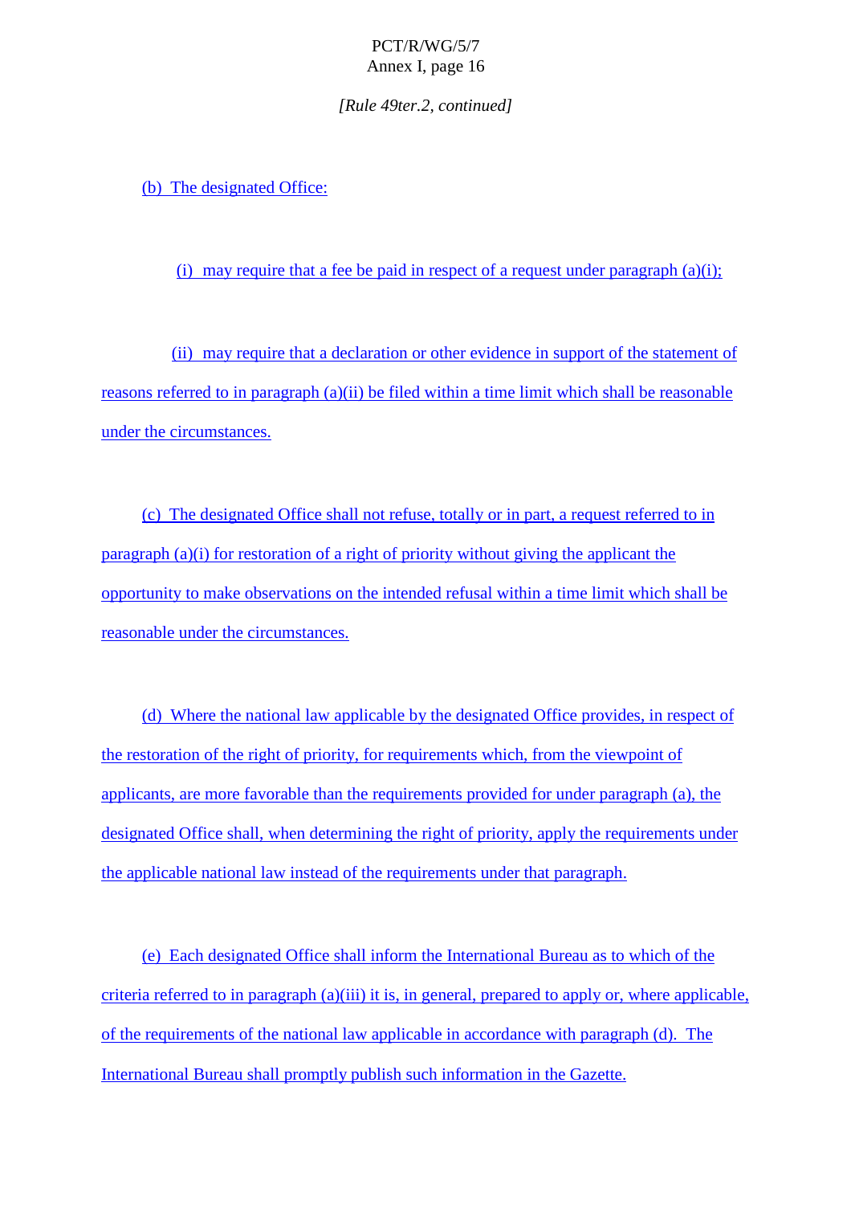*[Rule 49ter.2, continued]*

(b) The designated Office:

(i) may require that a fee be paid in respect of a request under paragraph (a)(i);

(ii) may require that a declaration or other evidence in support of the statement of reasons referred to in paragraph (a)(ii) be filed within a time limit which shall be reasonable under the circumstances.

(c) The designated Office shall not refuse, totally or in part, a request referred to in paragraph (a)(i) for restoration of a right of priority without giving the applicant the opportunity to make observations on the intended refusal within a time limit which shall be reasonable under the circumstances.

(d) Where the national law applicable by the designated Office provides, in respect of the restoration of the right of priority, for requirements which, from the viewpoint of applicants, are more favorable than the requirements provided for under paragraph (a), the designated Office shall, when determining the right of priority, apply the requirements under the applicable national law instead of the requirements under that paragraph.

(e) Each designated Office shall inform the International Bureau as to which of the criteria referred to in paragraph (a)(iii) it is, in general, prepared to apply or, where applicable, of the requirements of the national law applicable in accordance with paragraph (d). The International Bureau shall promptly publish such information in the Gazette.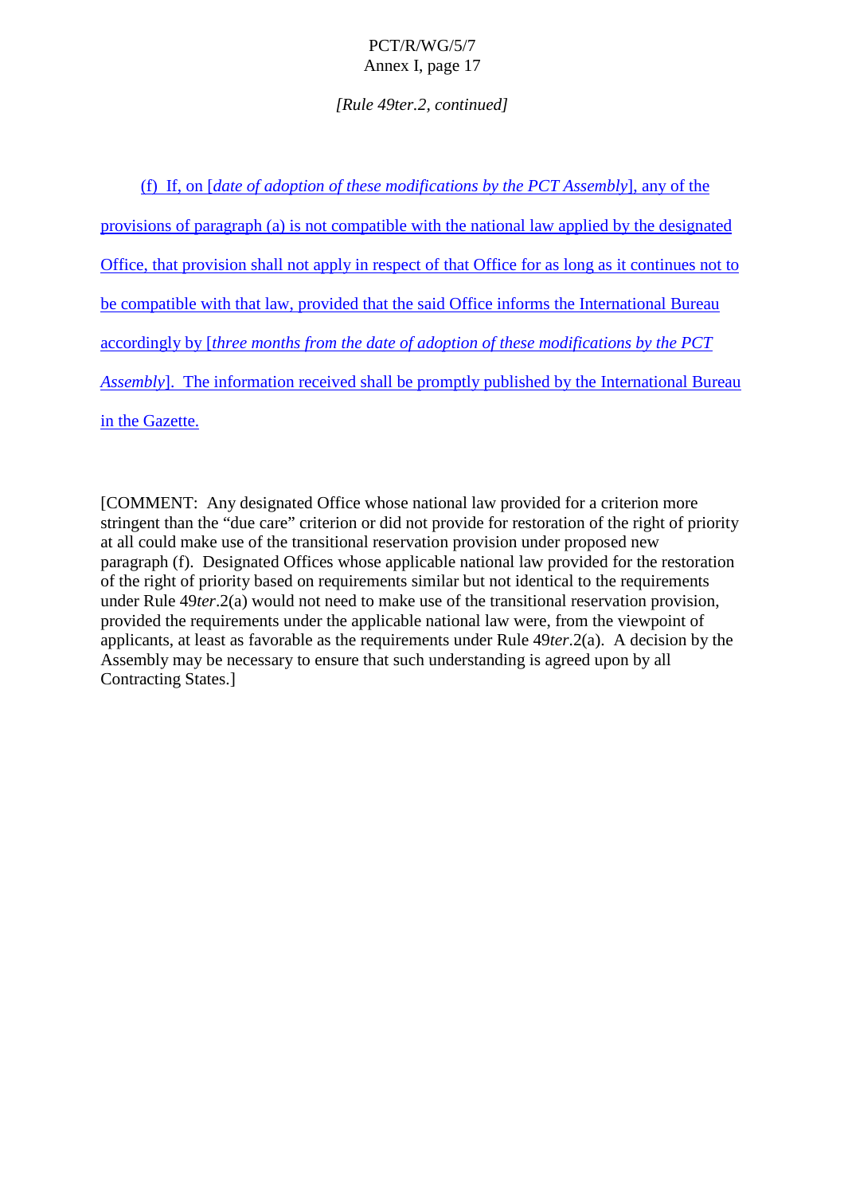*[Rule 49ter.2, continued]*

(f) If, on [*date of adoption of these modifications by the PCT Assembly*], any of the provisions of paragraph (a) is not compatible with the national law applied by the designated Office, that provision shall not apply in respect of that Office for as long as it continues not to be compatible with that law, provided that the said Office informs the International Bureau accordingly by [*three months from the date of adoption of these modifications by the PCT Assembly*]. The information received shall be promptly published by the International Bureau in the Gazette.

[COMMENT: Any designated Office whose national law provided for a criterion more stringent than the "due care" criterion or did not provide for restoration of the right of priority at all could make use of the transitional reservation provision under proposed new paragraph (f). Designated Offices whose applicable national law provided for the restoration of the right of priority based on requirements similar but not identical to the requirements under Rule 49*ter*.2(a) would not need to make use of the transitional reservation provision, provided the requirements under the applicable national law were, from the viewpoint of applicants, at least as favorable as the requirements under Rule 49*ter*.2(a). A decision by the Assembly may be necessary to ensure that such understanding is agreed upon by all Contracting States.]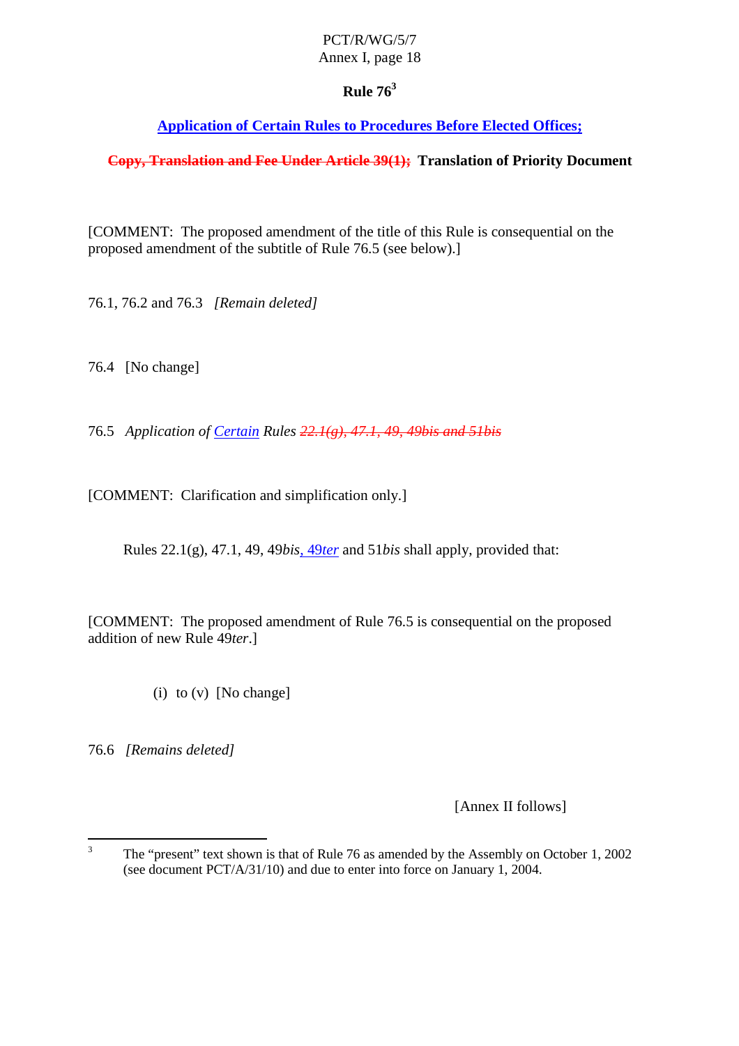## Rule 76[3]

**Application of Certain Rules to Procedures Before Elected Offices;**

**~~Copy, Translation and Fee Under Article 39(1);~~ Translation of Priority Document**

[COMMENT: The proposed amendment of the title of this Rule is consequential on the proposed amendment of the subtitle of Rule 76.5 (see below).]

76.1, 76.2 and 76.3 *[Remain deleted]*

76.4 [No change]

76.5 *Application of Certain Rules ~~22.1(g), 47.1, 49, 49bis and 51bis~~*

[COMMENT: Clarification and simplification only.]

Rules 22.1(g), 47.1, 49, 49*bis*, 49*ter* and 51*bis* shall apply, provided that:

[COMMENT: The proposed amendment of Rule 76.5 is consequential on the proposed addition of new Rule 49*ter*.]

(i) to (v) [No change]

76.6 *[Remains deleted]*

[Annex II follows]

---

[3] The "present" text shown is that of Rule 76 as amended by the Assembly on October 1, 2002 (see document PCT/A/31/10) and due to enter into force on January 1, 2004.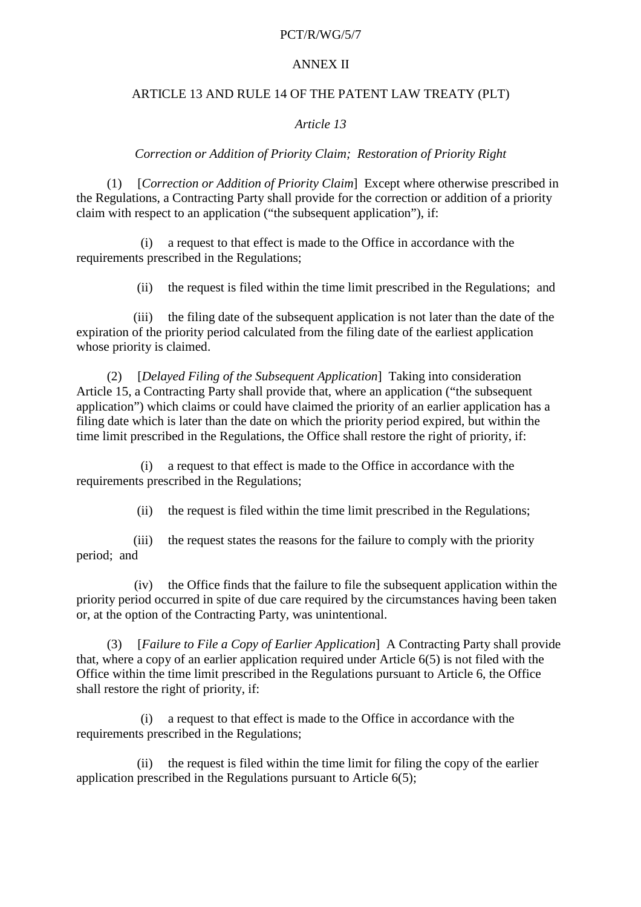ANNEX II

ARTICLE 13 AND RULE 14 OF THE PATENT LAW TREATY (PLT)

*Article 13*

*Correction or Addition of Priority Claim; Restoration of Priority Right*

(1) [*Correction or Addition of Priority Claim*] Except where otherwise prescribed in the Regulations, a Contracting Party shall provide for the correction or addition of a priority claim with respect to an application ("the subsequent application"), if:

(i) a request to that effect is made to the Office in accordance with the requirements prescribed in the Regulations;

(ii) the request is filed within the time limit prescribed in the Regulations; and

(iii) the filing date of the subsequent application is not later than the date of the expiration of the priority period calculated from the filing date of the earliest application whose priority is claimed.

(2) [*Delayed Filing of the Subsequent Application*] Taking into consideration Article 15, a Contracting Party shall provide that, where an application ("the subsequent application") which claims or could have claimed the priority of an earlier application has a filing date which is later than the date on which the priority period expired, but within the time limit prescribed in the Regulations, the Office shall restore the right of priority, if:

(i) a request to that effect is made to the Office in accordance with the requirements prescribed in the Regulations;

(ii) the request is filed within the time limit prescribed in the Regulations;

(iii) the request states the reasons for the failure to comply with the priority period; and

(iv) the Office finds that the failure to file the subsequent application within the priority period occurred in spite of due care required by the circumstances having been taken or, at the option of the Contracting Party, was unintentional.

(3) [*Failure to File a Copy of Earlier Application*] A Contracting Party shall provide that, where a copy of an earlier application required under Article 6(5) is not filed with the Office within the time limit prescribed in the Regulations pursuant to Article 6, the Office shall restore the right of priority, if:

(i) a request to that effect is made to the Office in accordance with the requirements prescribed in the Regulations;

(ii) the request is filed within the time limit for filing the copy of the earlier application prescribed in the Regulations pursuant to Article 6(5);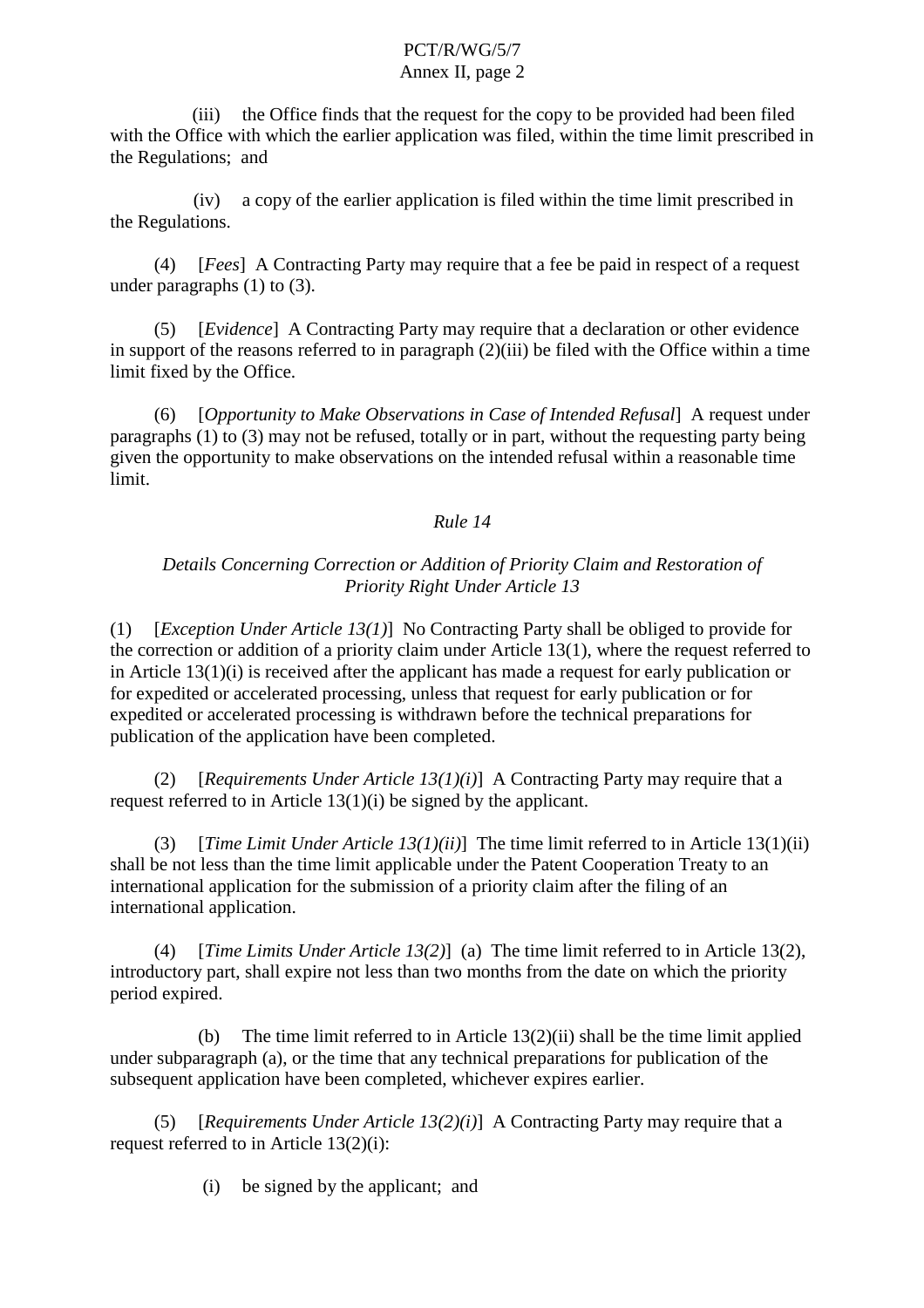(iii) the Office finds that the request for the copy to be provided had been filed with the Office with which the earlier application was filed, within the time limit prescribed in the Regulations; and

(iv) a copy of the earlier application is filed within the time limit prescribed in the Regulations.

(4) [*Fees*] A Contracting Party may require that a fee be paid in respect of a request under paragraphs (1) to (3).

(5) [*Evidence*] A Contracting Party may require that a declaration or other evidence in support of the reasons referred to in paragraph (2)(iii) be filed with the Office within a time limit fixed by the Office.

(6) [*Opportunity to Make Observations in Case of Intended Refusal*] A request under paragraphs (1) to (3) may not be refused, totally or in part, without the requesting party being given the opportunity to make observations on the intended refusal within a reasonable time limit.

## *Rule 14*

### *Details Concerning Correction or Addition of Priority Claim and Restoration of Priority Right Under Article 13*

(1) [*Exception Under Article 13(1)*] No Contracting Party shall be obliged to provide for the correction or addition of a priority claim under Article 13(1), where the request referred to in Article 13(1)(i) is received after the applicant has made a request for early publication or for expedited or accelerated processing, unless that request for early publication or for expedited or accelerated processing is withdrawn before the technical preparations for publication of the application have been completed.

(2) [*Requirements Under Article 13(1)(i)*] A Contracting Party may require that a request referred to in Article 13(1)(i) be signed by the applicant.

(3) [*Time Limit Under Article 13(1)(ii)*] The time limit referred to in Article 13(1)(ii) shall be not less than the time limit applicable under the Patent Cooperation Treaty to an international application for the submission of a priority claim after the filing of an international application.

(4) [*Time Limits Under Article 13(2)*] (a) The time limit referred to in Article 13(2), introductory part, shall expire not less than two months from the date on which the priority period expired.

(b) The time limit referred to in Article 13(2)(ii) shall be the time limit applied under subparagraph (a), or the time that any technical preparations for publication of the subsequent application have been completed, whichever expires earlier.

(5) [*Requirements Under Article 13(2)(i)*] A Contracting Party may require that a request referred to in Article 13(2)(i):

(i) be signed by the applicant; and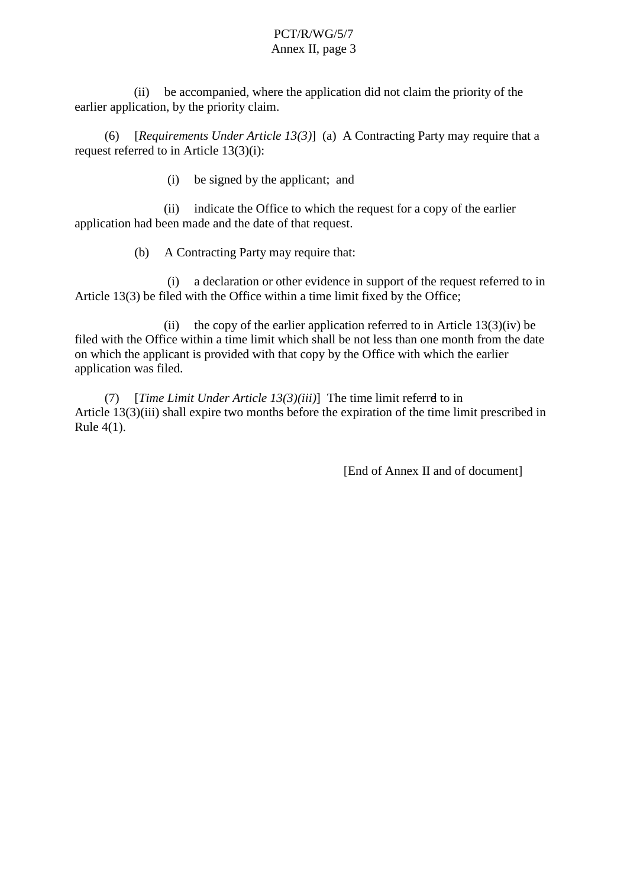(ii) be accompanied, where the application did not claim the priority of the earlier application, by the priority claim.

(6) [*Requirements Under Article 13(3)*] (a) A Contracting Party may require that a request referred to in Article 13(3)(i):

(i) be signed by the applicant; and

(ii) indicate the Office to which the request for a copy of the earlier application had been made and the date of that request.

(b) A Contracting Party may require that:

(i) a declaration or other evidence in support of the request referred to in Article 13(3) be filed with the Office within a time limit fixed by the Office;

(ii) the copy of the earlier application referred to in Article 13(3)(iv) be filed with the Office within a time limit which shall be not less than one month from the date on which the applicant is provided with that copy by the Office with which the earlier application was filed.

(7) [*Time Limit Under Article 13(3)(iii)*] The time limit referred to in Article 13(3)(iii) shall expire two months before the expiration of the time limit prescribed in Rule 4(1).

[End of Annex II and of document]